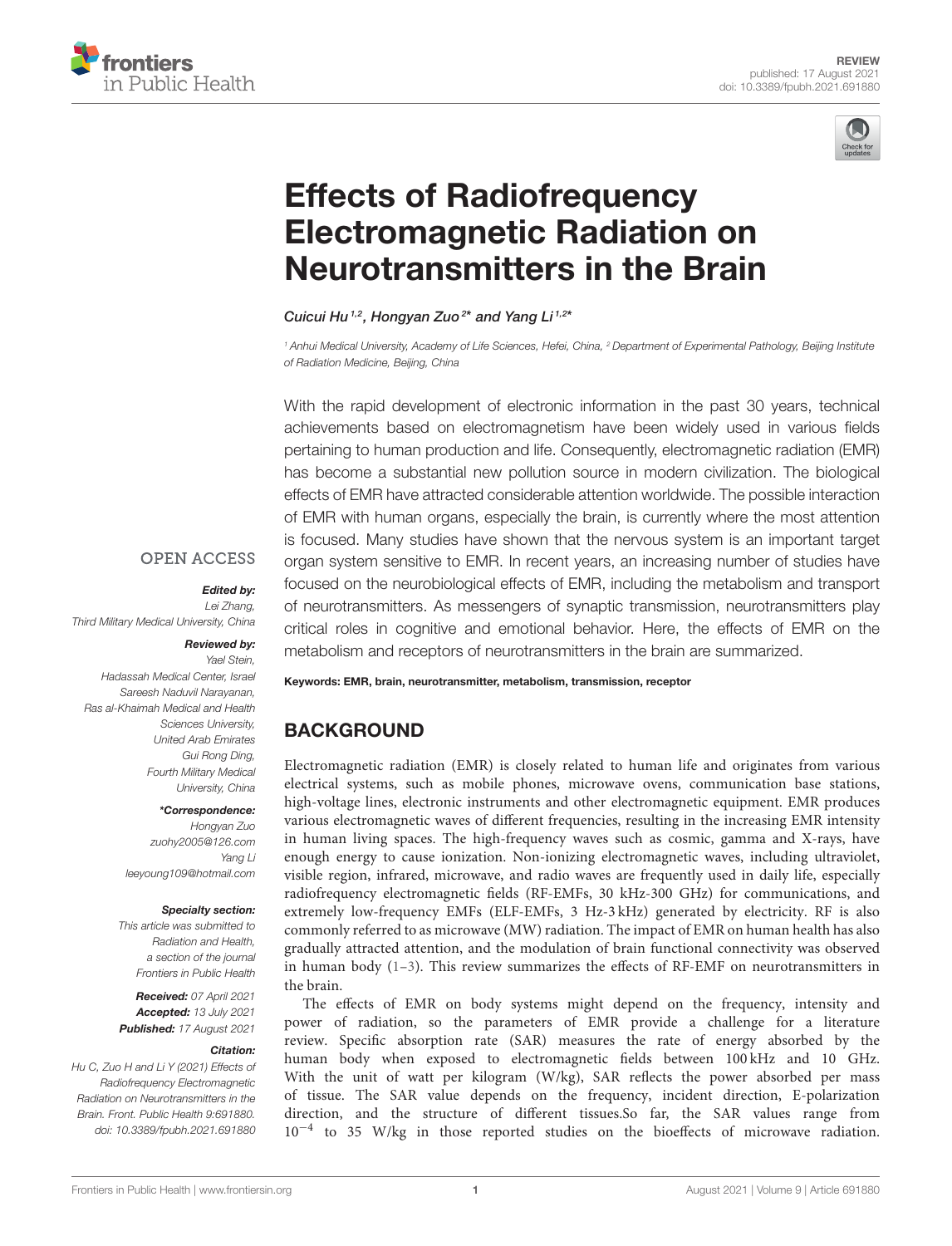REVIEW
published: 17 August 2021
doi: 10.3389/fpubh.2021.691880

# Effects of Radiofrequency Electromagnetic Radiation on Neurotransmitters in the Brain

*Cuicui Hu[1,2], Hongyan Zuo[2]\* and Yang Li[1,2]\**

[1] *Anhui Medical University, Academy of Life Sciences, Hefei, China,* [2] *Department of Experimental Pathology, Beijing Institute of Radiation Medicine, Beijing, China*

OPEN ACCESS

***Edited by:***
*Lei Zhang,*
*Third Military Medical University, China*

***Reviewed by:***
*Yael Stein,*
*Hadassah Medical Center, Israel*
*Sareesh Naduvil Narayanan,*
*Ras al-Khaimah Medical and Health Sciences University, United Arab Emirates*
*Gui Rong Ding,*
*Fourth Military Medical University, China*

***\*Correspondence:***
*Hongyan Zuo*
*zuohy2005@126.com*
*Yang Li*
*leeyoung109@hotmail.com*

***Specialty section:***
*This article was submitted to Radiation and Health, a section of the journal Frontiers in Public Health*

***Received:*** *07 April 2021*
***Accepted:*** *13 July 2021*
***Published:*** *17 August 2021*

***Citation:***
*Hu C, Zuo H and Li Y (2021) Effects of Radiofrequency Electromagnetic Radiation on Neurotransmitters in the Brain. Front. Public Health 9:691880. doi: 10.3389/fpubh.2021.691880*

With the rapid development of electronic information in the past 30 years, technical achievements based on electromagnetism have been widely used in various fields pertaining to human production and life. Consequently, electromagnetic radiation (EMR) has become a substantial new pollution source in modern civilization. The biological effects of EMR have attracted considerable attention worldwide. The possible interaction of EMR with human organs, especially the brain, is currently where the most attention is focused. Many studies have shown that the nervous system is an important target organ system sensitive to EMR. In recent years, an increasing number of studies have focused on the neurobiological effects of EMR, including the metabolism and transport of neurotransmitters. As messengers of synaptic transmission, neurotransmitters play critical roles in cognitive and emotional behavior. Here, the effects of EMR on the metabolism and receptors of neurotransmitters in the brain are summarized.

**Keywords: EMR, brain, neurotransmitter, metabolism, transmission, receptor**

## BACKGROUND

Electromagnetic radiation (EMR) is closely related to human life and originates from various electrical systems, such as mobile phones, microwave ovens, communication base stations, high-voltage lines, electronic instruments and other electromagnetic equipment. EMR produces various electromagnetic waves of different frequencies, resulting in the increasing EMR intensity in human living spaces. The high-frequency waves such as cosmic, gamma and X-rays, have enough energy to cause ionization. Non-ionizing electromagnetic waves, including ultraviolet, visible region, infrared, microwave, and radio waves are frequently used in daily life, especially radiofrequency electromagnetic fields (RF-EMFs, 30 kHz-300 GHz) for communications, and extremely low-frequency EMFs (ELF-EMFs, 3 Hz-3 kHz) generated by electricity. RF is also commonly referred to as microwave (MW) radiation. The impact of EMR on human health has also gradually attracted attention, and the modulation of brain functional connectivity was observed in human body (1–3). This review summarizes the effects of RF-EMF on neurotransmitters in the brain.

The effects of EMR on body systems might depend on the frequency, intensity and power of radiation, so the parameters of EMR provide a challenge for a literature review. Specific absorption rate (SAR) measures the rate of energy absorbed by the human body when exposed to electromagnetic fields between 100 kHz and 10 GHz. With the unit of watt per kilogram (W/kg), SAR reflects the power absorbed per mass of tissue. The SAR value depends on the frequency, incident direction, E-polarization direction, and the structure of different tissues.So far, the SAR values range from $10^{-4}$ to 35 W/kg in those reported studies on the bioeffects of microwave radiation.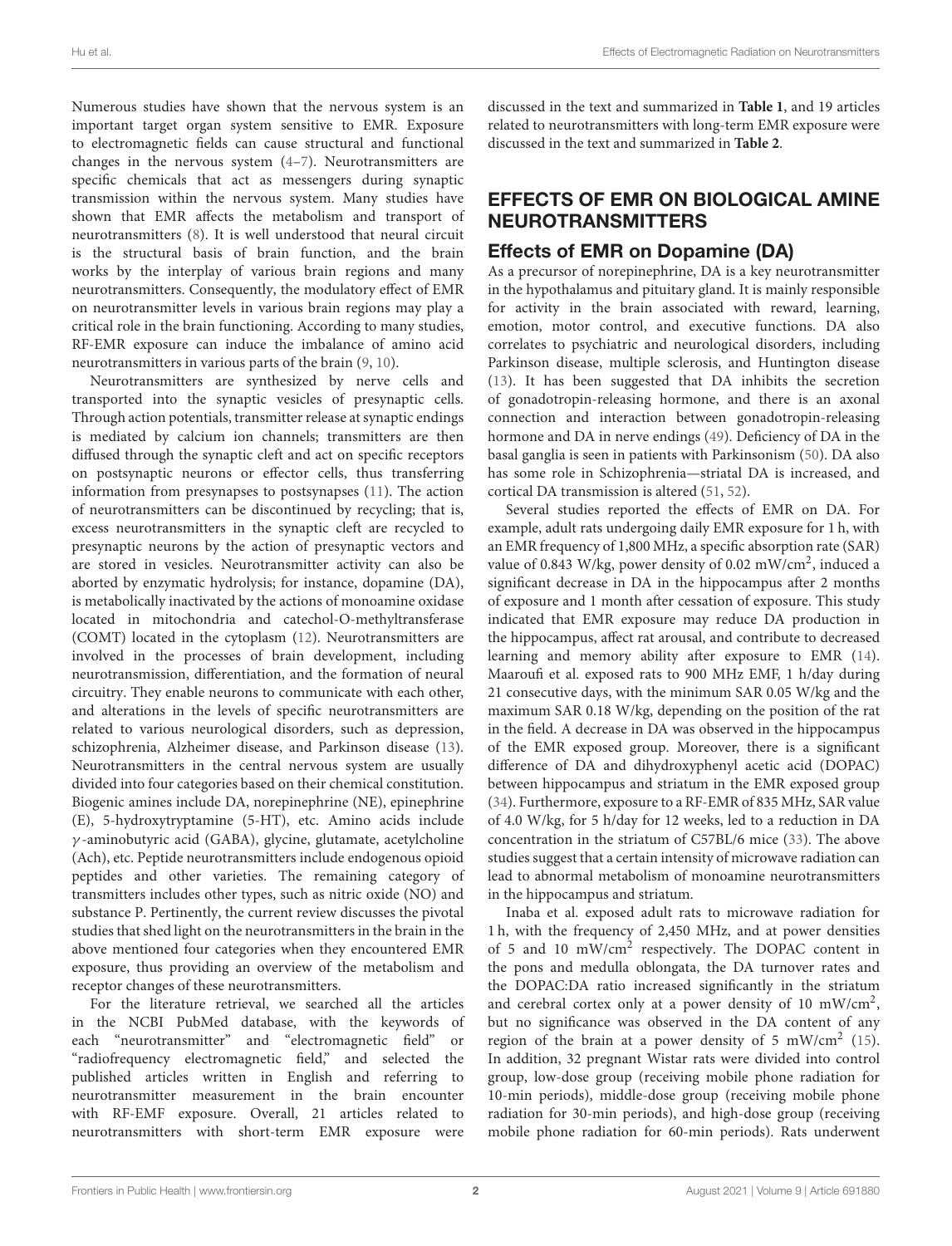Numerous studies have shown that the nervous system is an important target organ system sensitive to EMR. Exposure to electromagnetic fields can cause structural and functional changes in the nervous system (4–7). Neurotransmitters are specific chemicals that act as messengers during synaptic transmission within the nervous system. Many studies have shown that EMR affects the metabolism and transport of neurotransmitters (8). It is well understood that neural circuit is the structural basis of brain function, and the brain works by the interplay of various brain regions and many neurotransmitters. Consequently, the modulatory effect of EMR on neurotransmitter levels in various brain regions may play a critical role in the brain functioning. According to many studies, RF-EMR exposure can induce the imbalance of amino acid neurotransmitters in various parts of the brain (9, 10).

Neurotransmitters are synthesized by nerve cells and transported into the synaptic vesicles of presynaptic cells. Through action potentials, transmitter release at synaptic endings is mediated by calcium ion channels; transmitters are then diffused through the synaptic cleft and act on specific receptors on postsynaptic neurons or effector cells, thus transferring information from presynapses to postsynapses (11). The action of neurotransmitters can be discontinued by recycling; that is, excess neurotransmitters in the synaptic cleft are recycled to presynaptic neurons by the action of presynaptic vectors and are stored in vesicles. Neurotransmitter activity can also be aborted by enzymatic hydrolysis; for instance, dopamine (DA), is metabolically inactivated by the actions of monoamine oxidase located in mitochondria and catechol-O-methyltransferase (COMT) located in the cytoplasm (12). Neurotransmitters are involved in the processes of brain development, including neurotransmission, differentiation, and the formation of neural circuitry. They enable neurons to communicate with each other, and alterations in the levels of specific neurotransmitters are related to various neurological disorders, such as depression, schizophrenia, Alzheimer disease, and Parkinson disease (13). Neurotransmitters in the central nervous system are usually divided into four categories based on their chemical constitution. Biogenic amines include DA, norepinephrine (NE), epinephrine (E), 5-hydroxytryptamine (5-HT), etc. Amino acids include $\gamma$-aminobutyric acid (GABA), glycine, glutamate, acetylcholine (Ach), etc. Peptide neurotransmitters include endogenous opioid peptides and other varieties. The remaining category of transmitters includes other types, such as nitric oxide (NO) and substance P. Pertinently, the current review discusses the pivotal studies that shed light on the neurotransmitters in the brain in the above mentioned four categories when they encountered EMR exposure, thus providing an overview of the metabolism and receptor changes of these neurotransmitters.

For the literature retrieval, we searched all the articles in the NCBI PubMed database, with the keywords of each "neurotransmitter" and "electromagnetic field" or "radiofrequency electromagnetic field," and selected the published articles written in English and referring to neurotransmitter measurement in the brain encounter with RF-EMF exposure. Overall, 21 articles related to neurotransmitters with short-term EMR exposure were discussed in the text and summarized in **Table 1**, and 19 articles related to neurotransmitters with long-term EMR exposure were discussed in the text and summarized in **Table 2**.

## EFFECTS OF EMR ON BIOLOGICAL AMINE NEUROTRANSMITTERS

### Effects of EMR on Dopamine (DA)

As a precursor of norepinephrine, DA is a key neurotransmitter in the hypothalamus and pituitary gland. It is mainly responsible for activity in the brain associated with reward, learning, emotion, motor control, and executive functions. DA also correlates to psychiatric and neurological disorders, including Parkinson disease, multiple sclerosis, and Huntington disease (13). It has been suggested that DA inhibits the secretion of gonadotropin-releasing hormone, and there is an axonal connection and interaction between gonadotropin-releasing hormone and DA in nerve endings (49). Deficiency of DA in the basal ganglia is seen in patients with Parkinsonism (50). DA also has some role in Schizophrenia—striatal DA is increased, and cortical DA transmission is altered (51, 52).

Several studies reported the effects of EMR on DA. For example, adult rats undergoing daily EMR exposure for 1 h, with an EMR frequency of 1,800 MHz, a specific absorption rate (SAR) value of 0.843 W/kg, power density of 0.02 mW/cm$^2$, induced a significant decrease in DA in the hippocampus after 2 months of exposure and 1 month after cessation of exposure. This study indicated that EMR exposure may reduce DA production in the hippocampus, affect rat arousal, and contribute to decreased learning and memory ability after exposure to EMR (14). Maaroufi et al. exposed rats to 900 MHz EMF, 1 h/day during 21 consecutive days, with the minimum SAR 0.05 W/kg and the maximum SAR 0.18 W/kg, depending on the position of the rat in the field. A decrease in DA was observed in the hippocampus of the EMR exposed group. Moreover, there is a significant difference of DA and dihydroxyphenyl acetic acid (DOPAC) between hippocampus and striatum in the EMR exposed group (34). Furthermore, exposure to a RF-EMR of 835 MHz, SAR value of 4.0 W/kg, for 5 h/day for 12 weeks, led to a reduction in DA concentration in the striatum of C57BL/6 mice (33). The above studies suggest that a certain intensity of microwave radiation can lead to abnormal metabolism of monoamine neurotransmitters in the hippocampus and striatum.

Inaba et al. exposed adult rats to microwave radiation for 1 h, with the frequency of 2,450 MHz, and at power densities of 5 and 10 mW/cm$^2$ respectively. The DOPAC content in the pons and medulla oblongata, the DA turnover rates and the DOPAC:DA ratio increased significantly in the striatum and cerebral cortex only at a power density of 10 mW/cm$^2$, but no significance was observed in the DA content of any region of the brain at a power density of 5 mW/cm$^2$ (15). In addition, 32 pregnant Wistar rats were divided into control group, low-dose group (receiving mobile phone radiation for 10-min periods), middle-dose group (receiving mobile phone radiation for 30-min periods), and high-dose group (receiving mobile phone radiation for 60-min periods). Rats underwent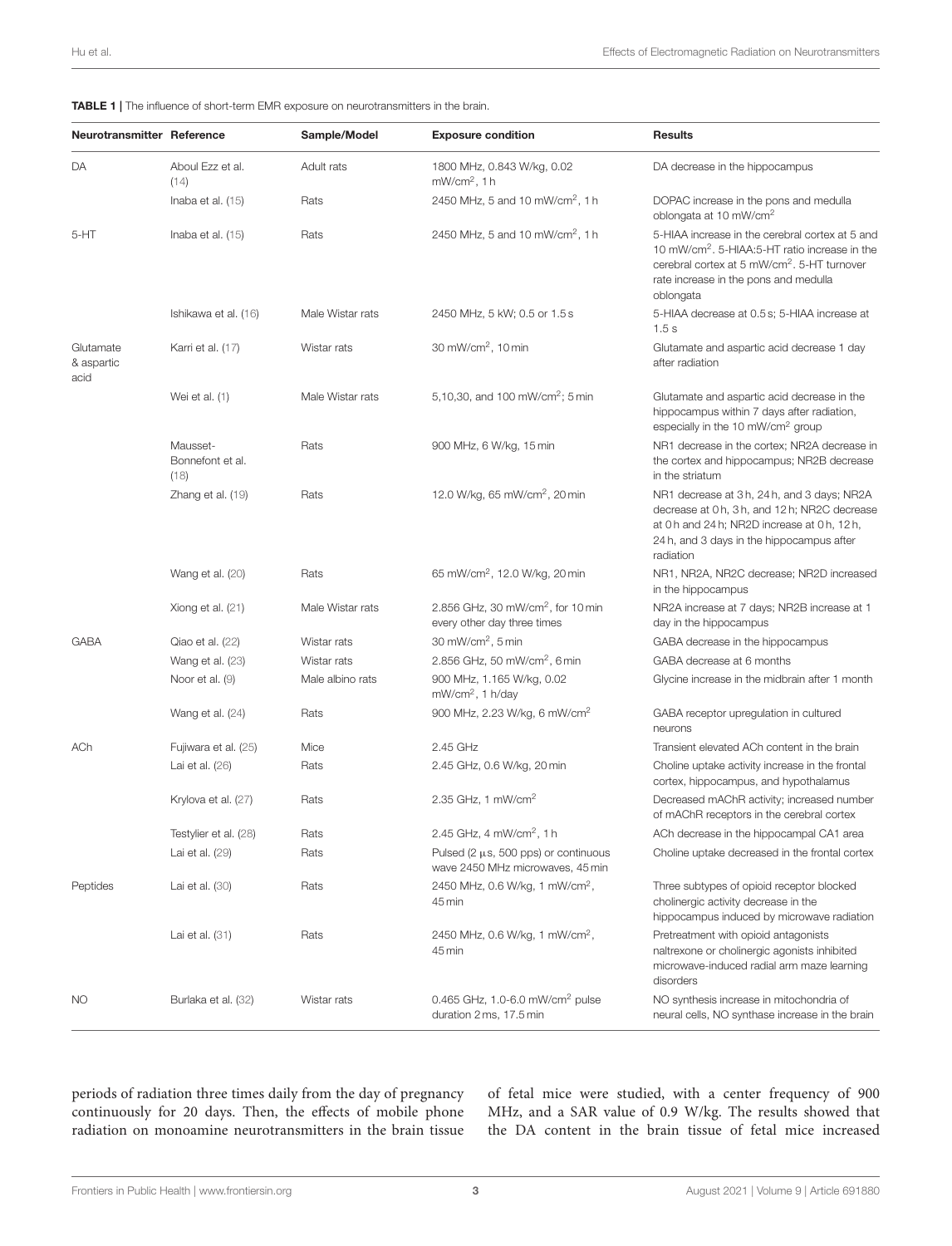**TABLE 1 |** The influence of short-term EMR exposure on neurotransmitters in the brain.

| Neurotransmitter | Reference | Sample/Model | Exposure condition | Results |
|---|---|---|---|---|
| DA | Aboul Ezz et al. (14) | Adult rats | 1800 MHz, 0.843 W/kg, 0.02 mW/cm$^2$, 1 h | DA decrease in the hippocampus |
| | Inaba et al. (15) | Rats | 2450 MHz, 5 and 10 mW/cm$^2$, 1 h | DOPAC increase in the pons and medulla oblongata at 10 mW/cm$^2$ |
| 5-HT | Inaba et al. (15) | Rats | 2450 MHz, 5 and 10 mW/cm$^2$, 1 h | 5-HIAA increase in the cerebral cortex at 5 and 10 mW/cm$^2$. 5-HIAA:5-HT ratio increase in the cerebral cortex at 5 mW/cm$^2$. 5-HT turnover rate increase in the pons and medulla oblongata |
| | Ishikawa et al. (16) | Male Wistar rats | 2450 MHz, 5 kW; 0.5 or 1.5 s | 5-HIAA decrease at 0.5 s; 5-HIAA increase at 1.5 s |
| Glutamate & aspartic acid | Karri et al. (17) | Wistar rats | 30 mW/cm$^2$, 10 min | Glutamate and aspartic acid decrease 1 day after radiation |
| | Wei et al. (1) | Male Wistar rats | 5,10,30, and 100 mW/cm$^2$; 5 min | Glutamate and aspartic acid decrease in the hippocampus within 7 days after radiation, especially in the 10 mW/cm$^2$ group |
| | Mausset-Bonnefont et al. (18) | Rats | 900 MHz, 6 W/kg, 15 min | NR1 decrease in the cortex; NR2A decrease in the cortex and hippocampus; NR2B decrease in the striatum |
| | Zhang et al. (19) | Rats | 12.0 W/kg, 65 mW/cm$^2$, 20 min | NR1 decrease at 3 h, 24 h, and 3 days; NR2A decrease at 0 h, 3 h, and 12 h; NR2C decrease at 0 h and 24 h; NR2D increase at 0 h, 12 h, 24 h, and 3 days in the hippocampus after radiation |
| | Wang et al. (20) | Rats | 65 mW/cm$^2$, 12.0 W/kg, 20 min | NR1, NR2A, NR2C decrease; NR2D increased in the hippocampus |
| | Xiong et al. (21) | Male Wistar rats | 2.856 GHz, 30 mW/cm$^2$, for 10 min every other day three times | NR2A increase at 7 days; NR2B increase at 1 day in the hippocampus |
| GABA | Qiao et al. (22) | Wistar rats | 30 mW/cm$^2$, 5 min | GABA decrease in the hippocampus |
| | Wang et al. (23) | Wistar rats | 2.856 GHz, 50 mW/cm$^2$, 6 min | GABA decrease at 6 months |
| | Noor et al. (9) | Male albino rats | 900 MHz, 1.165 W/kg, 0.02 mW/cm$^2$, 1 h/day | Glycine increase in the midbrain after 1 month |
| | Wang et al. (24) | Rats | 900 MHz, 2.23 W/kg, 6 mW/cm$^2$ | GABA receptor upregulation in cultured neurons |
| ACh | Fujiwara et al. (25) | Mice | 2.45 GHz | Transient elevated ACh content in the brain |
| | Lai et al. (26) | Rats | 2.45 GHz, 0.6 W/kg, 20 min | Choline uptake activity increase in the frontal cortex, hippocampus, and hypothalamus |
| | Krylova et al. (27) | Rats | 2.35 GHz, 1 mW/cm$^2$ | Decreased mAChR activity; increased number of mAChR receptors in the cerebral cortex |
| | Testylier et al. (28) | Rats | 2.45 GHz, 4 mW/cm$^2$, 1 h | ACh decrease in the hippocampal CA1 area |
| | Lai et al. (29) | Rats | Pulsed (2 μs, 500 pps) or continuous wave 2450 MHz microwaves, 45 min | Choline uptake decreased in the frontal cortex |
| Peptides | Lai et al. (30) | Rats | 2450 MHz, 0.6 W/kg, 1 mW/cm$^2$, 45 min | Three subtypes of opioid receptor blocked cholinergic activity decrease in the hippocampus induced by microwave radiation |
| | Lai et al. (31) | Rats | 2450 MHz, 0.6 W/kg, 1 mW/cm$^2$, 45 min | Pretreatment with opioid antagonists naltrexone or cholinergic agonists inhibited microwave-induced radial arm maze learning disorders |
| NO | Burlaka et al. (32) | Wistar rats | 0.465 GHz, 1.0-6.0 mW/cm$^2$ pulse duration 2 ms, 17.5 min | NO synthesis increase in mitochondria of neural cells, NO synthase increase in the brain |

periods of radiation three times daily from the day of pregnancy continuously for 20 days. Then, the effects of mobile phone radiation on monoamine neurotransmitters in the brain tissue of fetal mice were studied, with a center frequency of 900 MHz, and a SAR value of 0.9 W/kg. The results showed that the DA content in the brain tissue of fetal mice increased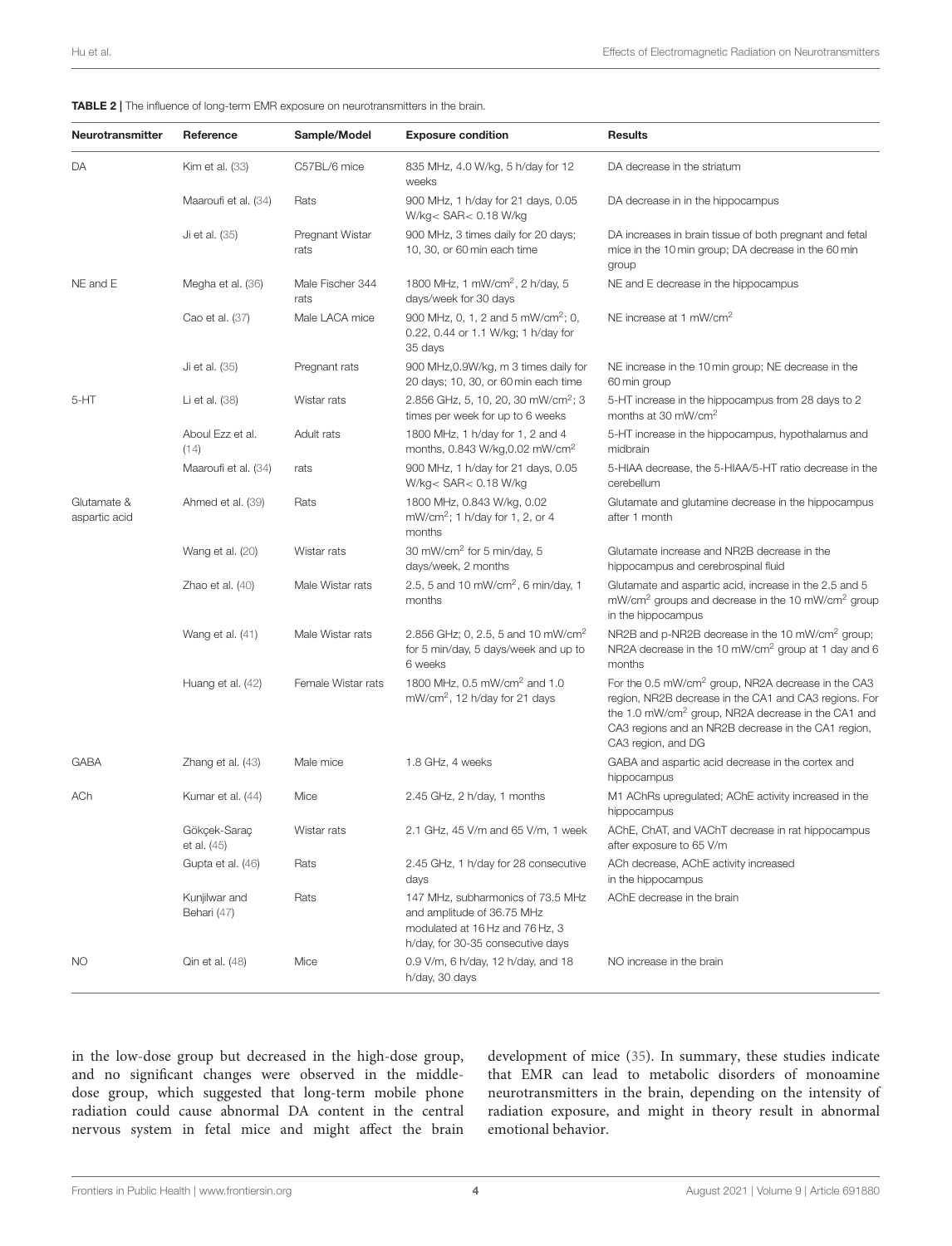**TABLE 2** | The influence of long-term EMR exposure on neurotransmitters in the brain.

| Neurotransmitter | Reference | Sample/Model | Exposure condition | Results |
|---|---|---|---|---|
| DA | Kim et al. (33) | C57BL/6 mice | 835 MHz, 4.0 W/kg, 5 h/day for 12 weeks | DA decrease in the striatum |
| | Maaroufi et al. (34) | Rats | 900 MHz, 1 h/day for 21 days, 0.05 W/kg< SAR< 0.18 W/kg | DA decrease in in the hippocampus |
| | Ji et al. (35) | Pregnant Wistar rats | 900 MHz, 3 times daily for 20 days; 10, 30, or 60 min each time | DA increases in brain tissue of both pregnant and fetal mice in the 10 min group; DA decrease in the 60 min group |
| NE and E | Megha et al. (36) | Male Fischer 344 rats | 1800 MHz, 1 mW/cm$^2$, 2 h/day, 5 days/week for 30 days | NE and E decrease in the hippocampus |
| | Cao et al. (37) | Male LACA mice | 900 MHz, 0, 1, 2 and 5 mW/cm$^2$; 0, 0.22, 0.44 or 1.1 W/kg; 1 h/day for 35 days | NE increase at 1 mW/cm$^2$ |
| | Ji et al. (35) | Pregnant rats | 900 MHz,0.9W/kg, m 3 times daily for 20 days; 10, 30, or 60 min each time | NE increase in the 10 min group; NE decrease in the 60 min group |
| 5-HT | Li et al. (38) | Wistar rats | 2.856 GHz; 5, 10, 20, 30 mW/cm$^2$; 3 times per week for up to 6 weeks | 5-HT increase in the hippocampus from 28 days to 2 months at 30 mW/cm$^2$ |
| | Aboul Ezz et al. (14) | Adult rats | 1800 MHz, 1 h/day for 1, 2 and 4 months, 0.843 W/kg,0.02 mW/cm$^2$ | 5-HT increase in the hippocampus, hypothalamus and midbrain |
| | Maaroufi et al. (34) | rats | 900 MHz, 1 h/day for 21 days, 0.05 W/kg< SAR< 0.18 W/kg | 5-HIAA decrease, the 5-HIAA/5-HT ratio decrease in the cerebellum |
| Glutamate & aspartic acid | Ahmed et al. (39) | Rats | 1800 MHz, 0.843 W/kg, 0.02 mW/cm$^2$; 1 h/day for 1, 2, or 4 months | Glutamate and glutamine decrease in the hippocampus after 1 month |
| | Wang et al. (20) | Wistar rats | 30 mW/cm$^2$ for 5 min/day, 5 days/week, 2 months | Glutamate increase and NR2B decrease in the hippocampus and cerebrospinal fluid |
| | Zhao et al. (40) | Male Wistar rats | 2.5, 5 and 10 mW/cm$^2$, 6 min/day, 1 months | Glutamate and aspartic acid, increase in the 2.5 and 5 mW/cm$^2$ groups and decrease in the 10 mW/cm$^2$ group in the hippocampus |
| | Wang et al. (41) | Male Wistar rats | 2.856 GHz; 0, 2.5, 5 and 10 mW/cm$^2$ for 5 min/day, 5 days/week and up to 6 weeks | NR2B and p-NR2B decrease in the 10 mW/cm$^2$ group; NR2A decrease in the 10 mW/cm$^2$ group at 1 day and 6 months |
| | Huang et al. (42) | Female Wistar rats | 1800 MHz, 0.5 mW/cm$^2$ and 1.0 mW/cm$^2$, 12 h/day for 21 days | For the 0.5 mW/cm$^2$ group, NR2A decrease in the CA3 region, NR2B decrease in the CA1 and CA3 regions. For the 1.0 mW/cm$^2$ group, NR2A decrease in the CA1 and CA3 regions and an NR2B decrease in the CA1 region, CA3 region, and DG |
| GABA | Zhang et al. (43) | Male mice | 1.8 GHz, 4 weeks | GABA and aspartic acid decrease in the cortex and hippocampus |
| ACh | Kumar et al. (44) | Mice | 2.45 GHz, 2 h/day, 1 months | M1 AChRs upregulated; AChE activity increased in the hippocampus |
| | Gökçek-Saraç et al. (45) | Wistar rats | 2.1 GHz, 45 V/m and 65 V/m, 1 week | AChE, ChAT, and VAChT decrease in rat hippocampus after exposure to 65 V/m |
| | Gupta et al. (46) | Rats | 2.45 GHz, 1 h/day for 28 consecutive days | ACh decrease, AChE activity increased in the hippocampus |
| | Kunjilwar and Behari (47) | Rats | 147 MHz, subharmonics of 73.5 MHz and amplitude of 36.75 MHz modulated at 16 Hz and 76 Hz, 3 h/day, for 30-35 consecutive days | AChE decrease in the brain |
| NO | Qin et al. (48) | Mice | 0.9 V/m, 6 h/day, 12 h/day, and 18 h/day, 30 days | NO increase in the brain |

in the low-dose group but decreased in the high-dose group, and no significant changes were observed in the middle-dose group, which suggested that long-term mobile phone radiation could cause abnormal DA content in the central nervous system in fetal mice and might affect the brain development of mice (35). In summary, these studies indicate that EMR can lead to metabolic disorders of monoamine neurotransmitters in the brain, depending on the intensity of radiation exposure, and might in theory result in abnormal emotional behavior.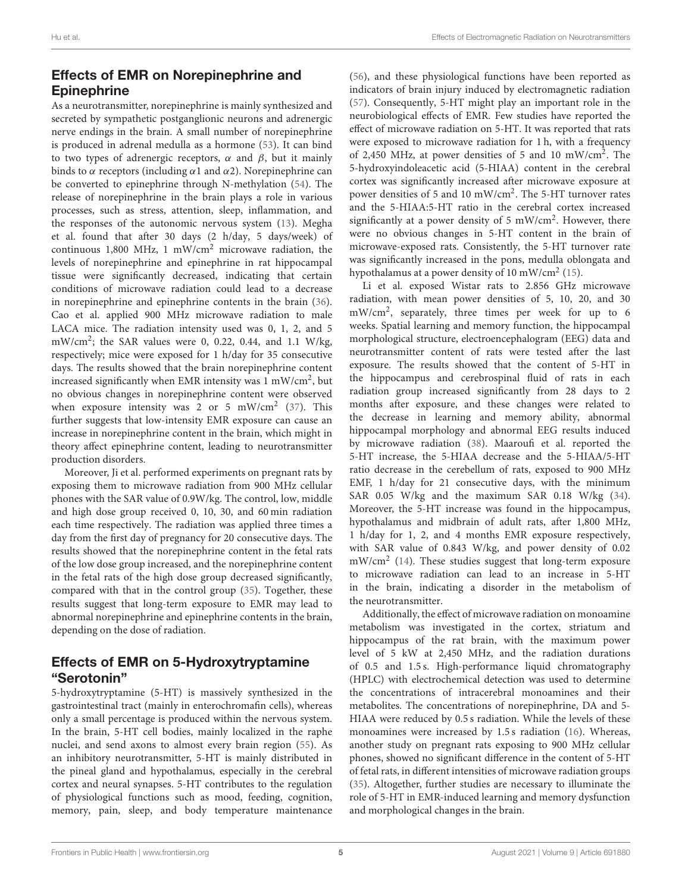## Effects of EMR on Norepinephrine and Epinephrine

As a neurotransmitter, norepinephrine is mainly synthesized and secreted by sympathetic postganglionic neurons and adrenergic nerve endings in the brain. A small number of norepinephrine is produced in adrenal medulla as a hormone (53). It can bind to two types of adrenergic receptors, $\alpha$ and $\beta$, but it mainly binds to $\alpha$ receptors (including $\alpha 1$ and $\alpha 2$). Norepinephrine can be converted to epinephrine through N-methylation (54). The release of norepinephrine in the brain plays a role in various processes, such as stress, attention, sleep, inflammation, and the responses of the autonomic nervous system (13). Megha et al. found that after 30 days (2 h/day, 5 days/week) of continuous 1,800 MHz, 1 mW/cm$^2$ microwave radiation, the levels of norepinephrine and epinephrine in rat hippocampal tissue were significantly decreased, indicating that certain conditions of microwave radiation could lead to a decrease in norepinephrine and epinephrine contents in the brain (36). Cao et al. applied 900 MHz microwave radiation to male LACA mice. The radiation intensity used was 0, 1, 2, and 5 mW/cm$^2$; the SAR values were 0, 0.22, 0.44, and 1.1 W/kg, respectively; mice were exposed for 1 h/day for 35 consecutive days. The results showed that the brain norepinephrine content increased significantly when EMR intensity was 1 mW/cm$^2$, but no obvious changes in norepinephrine content were observed when exposure intensity was 2 or 5 mW/cm$^2$ (37). This further suggests that low-intensity EMR exposure can cause an increase in norepinephrine content in the brain, which might in theory affect epinephrine content, leading to neurotransmitter production disorders.

Moreover, Ji et al. performed experiments on pregnant rats by exposing them to microwave radiation from 900 MHz cellular phones with the SAR value of 0.9W/kg. The control, low, middle and high dose group received 0, 10, 30, and 60 min radiation each time respectively. The radiation was applied three times a day from the first day of pregnancy for 20 consecutive days. The results showed that the norepinephrine content in the fetal rats of the low dose group increased, and the norepinephrine content in the fetal rats of the high dose group decreased significantly, compared with that in the control group (35). Together, these results suggest that long-term exposure to EMR may lead to abnormal norepinephrine and epinephrine contents in the brain, depending on the dose of radiation.

## Effects of EMR on 5-Hydroxytryptamine "Serotonin"

5-hydroxytryptamine (5-HT) is massively synthesized in the gastrointestinal tract (mainly in enterochromafin cells), whereas only a small percentage is produced within the nervous system. In the brain, 5-HT cell bodies, mainly localized in the raphe nuclei, and send axons to almost every brain region (55). As an inhibitory neurotransmitter, 5-HT is mainly distributed in the pineal gland and hypothalamus, especially in the cerebral cortex and neural synapses. 5-HT contributes to the regulation of physiological functions such as mood, feeding, cognition, memory, pain, sleep, and body temperature maintenance (56), and these physiological functions have been reported as indicators of brain injury induced by electromagnetic radiation (57). Consequently, 5-HT might play an important role in the neurobiological effects of EMR. Few studies have reported the effect of microwave radiation on 5-HT. It was reported that rats were exposed to microwave radiation for 1 h, with a frequency of 2,450 MHz, at power densities of 5 and 10 mW/cm$^2$. The 5-hydroxyindoleacetic acid (5-HIAA) content in the cerebral cortex was significantly increased after microwave exposure at power densities of 5 and 10 mW/cm$^2$. The 5-HT turnover rates and the 5-HIAA:5-HT ratio in the cerebral cortex increased significantly at a power density of 5 mW/cm$^2$. However, there were no obvious changes in 5-HT content in the brain of microwave-exposed rats. Consistently, the 5-HT turnover rate was significantly increased in the pons, medulla oblongata and hypothalamus at a power density of 10 mW/cm$^2$ (15).

Li et al. exposed Wistar rats to 2.856 GHz microwave radiation, with mean power densities of 5, 10, 20, and 30 mW/cm$^2$, separately, three times per week for up to 6 weeks. Spatial learning and memory function, the hippocampal morphological structure, electroencephalogram (EEG) data and neurotransmitter content of rats were tested after the last exposure. The results showed that the content of 5-HT in the hippocampus and cerebrospinal fluid of rats in each radiation group increased significantly from 28 days to 2 months after exposure, and these changes were related to the decrease in learning and memory ability, abnormal hippocampal morphology and abnormal EEG results induced by microwave radiation (38). Maaroufi et al. reported the 5-HT increase, the 5-HIAA decrease and the 5-HIAA/5-HT ratio decrease in the cerebellum of rats, exposed to 900 MHz EMF, 1 h/day for 21 consecutive days, with the minimum SAR 0.05 W/kg and the maximum SAR 0.18 W/kg (34). Moreover, the 5-HT increase was found in the hippocampus, hypothalamus and midbrain of adult rats, after 1,800 MHz, 1 h/day for 1, 2, and 4 months EMR exposure respectively, with SAR value of 0.843 W/kg, and power density of 0.02 mW/cm$^2$ (14). These studies suggest that long-term exposure to microwave radiation can lead to an increase in 5-HT in the brain, indicating a disorder in the metabolism of the neurotransmitter.

Additionally, the effect of microwave radiation on monoamine metabolism was investigated in the cortex, striatum and hippocampus of the rat brain, with the maximum power level of 5 kW at 2,450 MHz, and the radiation durations of 0.5 and 1.5 s. High-performance liquid chromatography (HPLC) with electrochemical detection was used to determine the concentrations of intracerebral monoamines and their metabolites. The concentrations of norepinephrine, DA and 5-HIAA were reduced by 0.5 s radiation. While the levels of these monoamines were increased by 1.5 s radiation (16). Whereas, another study on pregnant rats exposing to 900 MHz cellular phones, showed no significant difference in the content of 5-HT of fetal rats, in different intensities of microwave radiation groups (35). Altogether, further studies are necessary to illuminate the role of 5-HT in EMR-induced learning and memory dysfunction and morphological changes in the brain.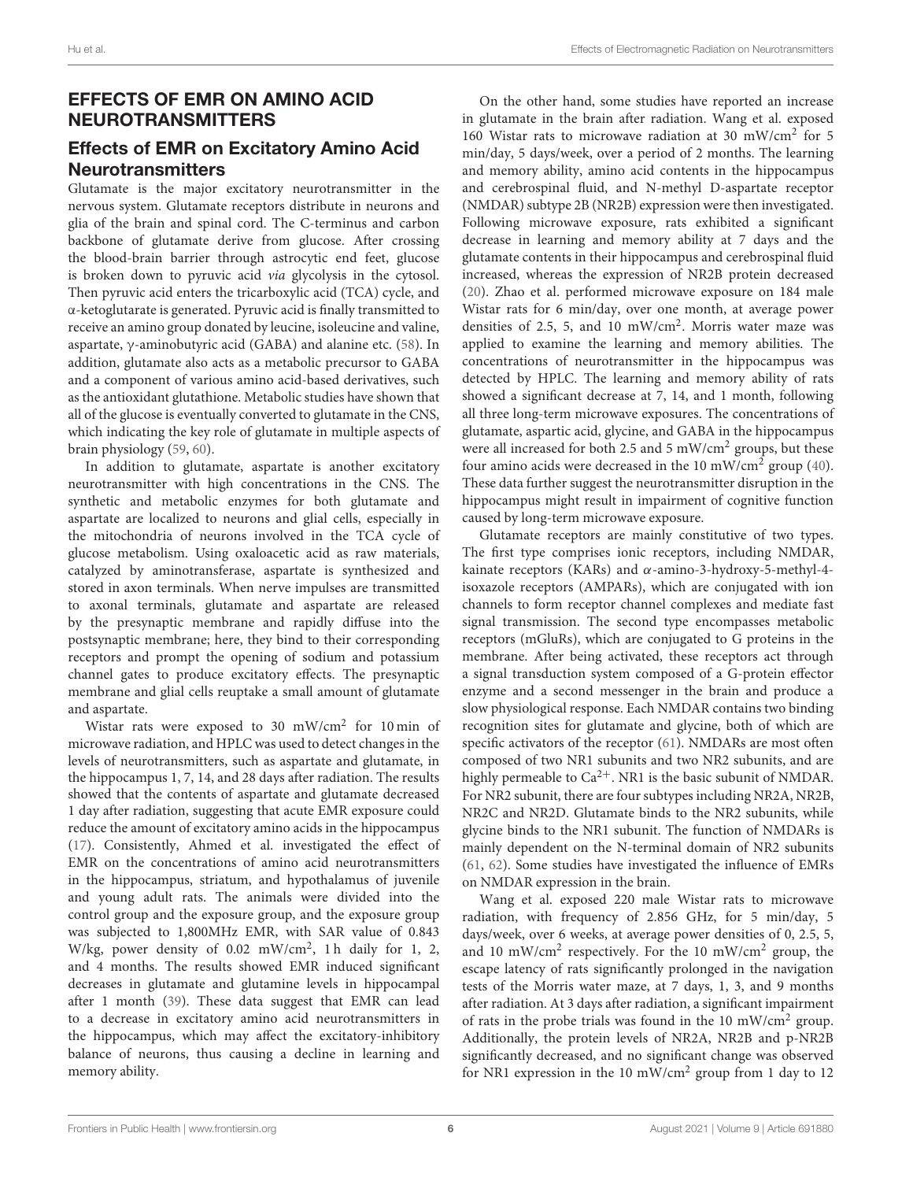## EFFECTS OF EMR ON AMINO ACID NEUROTRANSMITTERS

### Effects of EMR on Excitatory Amino Acid Neurotransmitters

Glutamate is the major excitatory neurotransmitter in the nervous system. Glutamate receptors distribute in neurons and glia of the brain and spinal cord. The C-terminus and carbon backbone of glutamate derive from glucose. After crossing the blood-brain barrier through astrocytic end feet, glucose is broken down to pyruvic acid *via* glycolysis in the cytosol. Then pyruvic acid enters the tricarboxylic acid (TCA) cycle, and α-ketoglutarate is generated. Pyruvic acid is finally transmitted to receive an amino group donated by leucine, isoleucine and valine, aspartate, γ-aminobutyric acid (GABA) and alanine etc. (58). In addition, glutamate also acts as a metabolic precursor to GABA and a component of various amino acid-based derivatives, such as the antioxidant glutathione. Metabolic studies have shown that all of the glucose is eventually converted to glutamate in the CNS, which indicating the key role of glutamate in multiple aspects of brain physiology (59, 60).

In addition to glutamate, aspartate is another excitatory neurotransmitter with high concentrations in the CNS. The synthetic and metabolic enzymes for both glutamate and aspartate are localized to neurons and glial cells, especially in the mitochondria of neurons involved in the TCA cycle of glucose metabolism. Using oxaloacetic acid as raw materials, catalyzed by aminotransferase, aspartate is synthesized and stored in axon terminals. When nerve impulses are transmitted to axonal terminals, glutamate and aspartate are released by the presynaptic membrane and rapidly diffuse into the postsynaptic membrane; here, they bind to their corresponding receptors and prompt the opening of sodium and potassium channel gates to produce excitatory effects. The presynaptic membrane and glial cells reuptake a small amount of glutamate and aspartate.

Wistar rats were exposed to 30 mW/cm$^2$ for 10 min of microwave radiation, and HPLC was used to detect changes in the levels of neurotransmitters, such as aspartate and glutamate, in the hippocampus 1, 7, 14, and 28 days after radiation. The results showed that the contents of aspartate and glutamate decreased 1 day after radiation, suggesting that acute EMR exposure could reduce the amount of excitatory amino acids in the hippocampus (17). Consistently, Ahmed et al. investigated the effect of EMR on the concentrations of amino acid neurotransmitters in the hippocampus, striatum, and hypothalamus of juvenile and young adult rats. The animals were divided into the control group and the exposure group, and the exposure group was subjected to 1,800MHz EMR, with SAR value of 0.843 W/kg, power density of 0.02 mW/cm$^2$, 1 h daily for 1, 2, and 4 months. The results showed EMR induced significant decreases in glutamate and glutamine levels in hippocampal after 1 month (39). These data suggest that EMR can lead to a decrease in excitatory amino acid neurotransmitters in the hippocampus, which may affect the excitatory-inhibitory balance of neurons, thus causing a decline in learning and memory ability.

On the other hand, some studies have reported an increase in glutamate in the brain after radiation. Wang et al. exposed 160 Wistar rats to microwave radiation at 30 mW/cm$^2$ for 5 min/day, 5 days/week, over a period of 2 months. The learning and memory ability, amino acid contents in the hippocampus and cerebrospinal fluid, and N-methyl D-aspartate receptor (NMDAR) subtype 2B (NR2B) expression were then investigated. Following microwave exposure, rats exhibited a significant decrease in learning and memory ability at 7 days and the glutamate contents in their hippocampus and cerebrospinal fluid increased, whereas the expression of NR2B protein decreased (20). Zhao et al. performed microwave exposure on 184 male Wistar rats for 6 min/day, over one month, at average power densities of 2.5, 5, and 10 mW/cm$^2$. Morris water maze was applied to examine the learning and memory abilities. The concentrations of neurotransmitter in the hippocampus was detected by HPLC. The learning and memory ability of rats showed a significant decrease at 7, 14, and 1 month, following all three long-term microwave exposures. The concentrations of glutamate, aspartic acid, glycine, and GABA in the hippocampus were all increased for both 2.5 and 5 mW/cm$^2$ groups, but these four amino acids were decreased in the 10 mW/cm$^2$ group (40). These data further suggest the neurotransmitter disruption in the hippocampus might result in impairment of cognitive function caused by long-term microwave exposure.

Glutamate receptors are mainly constitutive of two types. The first type comprises ionic receptors, including NMDAR, kainate receptors (KARs) and α-amino-3-hydroxy-5-methyl-4-isoxazole receptors (AMPARs), which are conjugated with ion channels to form receptor channel complexes and mediate fast signal transmission. The second type encompasses metabolic receptors (mGluRs), which are conjugated to G proteins in the membrane. After being activated, these receptors act through a signal transduction system composed of a G-protein effector enzyme and a second messenger in the brain and produce a slow physiological response. Each NMDAR contains two binding recognition sites for glutamate and glycine, both of which are specific activators of the receptor (61). NMDARs are most often composed of two NR1 subunits and two NR2 subunits, and are highly permeable to $Ca^{2+}$. NR1 is the basic subunit of NMDAR. For NR2 subunit, there are four subtypes including NR2A, NR2B, NR2C and NR2D. Glutamate binds to the NR2 subunits, while glycine binds to the NR1 subunit. The function of NMDARs is mainly dependent on the N-terminal domain of NR2 subunits (61, 62). Some studies have investigated the influence of EMRs on NMDAR expression in the brain.

Wang et al. exposed 220 male Wistar rats to microwave radiation, with frequency of 2.856 GHz, for 5 min/day, 5 days/week, over 6 weeks, at average power densities of 0, 2.5, 5, and 10 mW/cm$^2$ respectively. For the 10 mW/cm$^2$ group, the escape latency of rats significantly prolonged in the navigation tests of the Morris water maze, at 7 days, 1, 3, and 9 months after radiation. At 3 days after radiation, a significant impairment of rats in the probe trials was found in the 10 mW/cm$^2$ group. Additionally, the protein levels of NR2A, NR2B and p-NR2B significantly decreased, and no significant change was observed for NR1 expression in the 10 mW/cm$^2$ group from 1 day to 12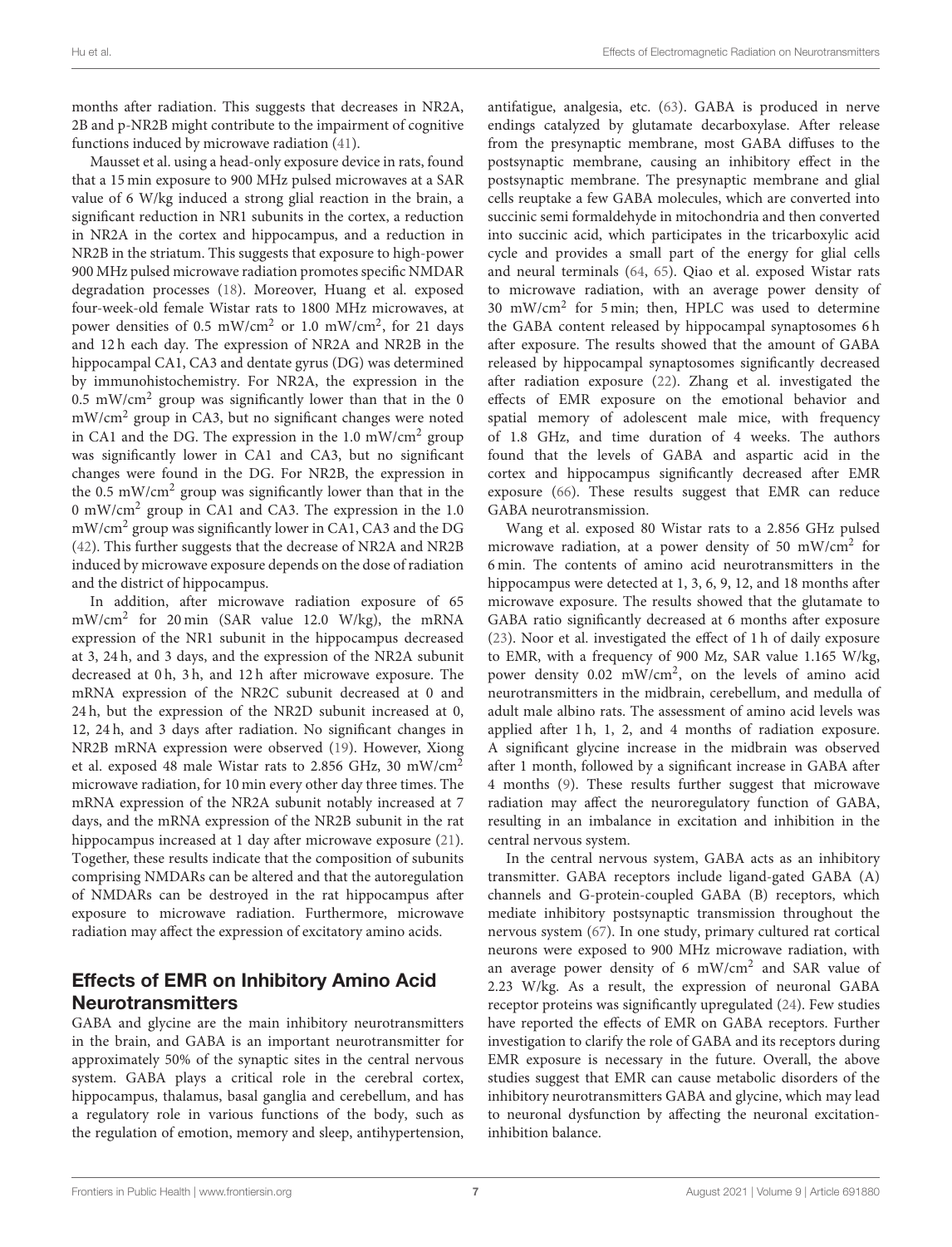months after radiation. This suggests that decreases in NR2A, 2B and p-NR2B might contribute to the impairment of cognitive functions induced by microwave radiation (41).

Mausset et al. using a head-only exposure device in rats, found that a 15 min exposure to 900 MHz pulsed microwaves at a SAR value of 6 W/kg induced a strong glial reaction in the brain, a significant reduction in NR1 subunits in the cortex, a reduction in NR2A in the cortex and hippocampus, and a reduction in NR2B in the striatum. This suggests that exposure to high-power 900 MHz pulsed microwave radiation promotes specific NMDAR degradation processes (18). Moreover, Huang et al. exposed four-week-old female Wistar rats to 1800 MHz microwaves, at power densities of 0.5 $mW/cm^2$ or 1.0 $mW/cm^2$, for 21 days and 12 h each day. The expression of NR2A and NR2B in the hippocampal CA1, CA3 and dentate gyrus (DG) was determined by immunohistochemistry. For NR2A, the expression in the 0.5 $mW/cm^2$ group was significantly lower than that in the 0 $mW/cm^2$ group in CA3, but no significant changes were noted in CA1 and the DG. The expression in the 1.0 $mW/cm^2$ group was significantly lower in CA1 and CA3, but no significant changes were found in the DG. For NR2B, the expression in the 0.5 $mW/cm^2$ group was significantly lower than that in the 0 $mW/cm^2$ group in CA1 and CA3. The expression in the 1.0 $mW/cm^2$ group was significantly lower in CA1, CA3 and the DG (42). This further suggests that the decrease of NR2A and NR2B induced by microwave exposure depends on the dose of radiation and the district of hippocampus.

In addition, after microwave radiation exposure of 65 $mW/cm^2$ for 20 min (SAR value 12.0 W/kg), the mRNA expression of the NR1 subunit in the hippocampus decreased at 3, 24 h, and 3 days, and the expression of the NR2A subunit decreased at 0 h, 3 h, and 12 h after microwave exposure. The mRNA expression of the NR2C subunit decreased at 0 and 24 h, but the expression of the NR2D subunit increased at 0, 12, 24 h, and 3 days after radiation. No significant changes in NR2B mRNA expression were observed (19). However, Xiong et al. exposed 48 male Wistar rats to 2.856 GHz, 30 $mW/cm^2$ microwave radiation, for 10 min every other day three times. The mRNA expression of the NR2A subunit notably increased at 7 days, and the mRNA expression of the NR2B subunit in the rat hippocampus increased at 1 day after microwave exposure (21). Together, these results indicate that the composition of subunits comprising NMDARs can be altered and that the autoregulation of NMDARs can be destroyed in the rat hippocampus after exposure to microwave radiation. Furthermore, microwave radiation may affect the expression of excitatory amino acids.

## Effects of EMR on Inhibitory Amino Acid Neurotransmitters

GABA and glycine are the main inhibitory neurotransmitters in the brain, and GABA is an important neurotransmitter for approximately 50% of the synaptic sites in the central nervous system. GABA plays a critical role in the cerebral cortex, hippocampus, thalamus, basal ganglia and cerebellum, and has a regulatory role in various functions of the body, such as the regulation of emotion, memory and sleep, antihypertension, antifatigue, analgesia, etc. (63). GABA is produced in nerve endings catalyzed by glutamate decarboxylase. After release from the presynaptic membrane, most GABA diffuses to the postsynaptic membrane, causing an inhibitory effect in the postsynaptic membrane. The presynaptic membrane and glial cells reuptake a few GABA molecules, which are converted into succinic semi formaldehyde in mitochondria and then converted into succinic acid, which participates in the tricarboxylic acid cycle and provides a small part of the energy for glial cells and neural terminals (64, 65). Qiao et al. exposed Wistar rats to microwave radiation, with an average power density of 30 $mW/cm^2$ for 5 min; then, HPLC was used to determine the GABA content released by hippocampal synaptosomes 6 h after exposure. The results showed that the amount of GABA released by hippocampal synaptosomes significantly decreased after radiation exposure (22). Zhang et al. investigated the effects of EMR exposure on the emotional behavior and spatial memory of adolescent male mice, with frequency of 1.8 GHz, and time duration of 4 weeks. The authors found that the levels of GABA and aspartic acid in the cortex and hippocampus significantly decreased after EMR exposure (66). These results suggest that EMR can reduce GABA neurotransmission.

Wang et al. exposed 80 Wistar rats to a 2.856 GHz pulsed microwave radiation, at a power density of 50 $mW/cm^2$ for 6 min. The contents of amino acid neurotransmitters in the hippocampus were detected at 1, 3, 6, 9, 12, and 18 months after microwave exposure. The results showed that the glutamate to GABA ratio significantly decreased at 6 months after exposure (23). Noor et al. investigated the effect of 1 h of daily exposure to EMR, with a frequency of 900 Mz, SAR value 1.165 W/kg, power density 0.02 $mW/cm^2$, on the levels of amino acid neurotransmitters in the midbrain, cerebellum, and medulla of adult male albino rats. The assessment of amino acid levels was applied after 1 h, 1, 2, and 4 months of radiation exposure. A significant glycine increase in the midbrain was observed after 1 month, followed by a significant increase in GABA after 4 months (9). These results further suggest that microwave radiation may affect the neuroregulatory function of GABA, resulting in an imbalance in excitation and inhibition in the central nervous system.

In the central nervous system, GABA acts as an inhibitory transmitter. GABA receptors include ligand-gated GABA (A) channels and G-protein-coupled GABA (B) receptors, which mediate inhibitory postsynaptic transmission throughout the nervous system (67). In one study, primary cultured rat cortical neurons were exposed to 900 MHz microwave radiation, with an average power density of 6 $mW/cm^2$ and SAR value of 2.23 W/kg. As a result, the expression of neuronal GABA receptor proteins was significantly upregulated (24). Few studies have reported the effects of EMR on GABA receptors. Further investigation to clarify the role of GABA and its receptors during EMR exposure is necessary in the future. Overall, the above studies suggest that EMR can cause metabolic disorders of the inhibitory neurotransmitters GABA and glycine, which may lead to neuronal dysfunction by affecting the neuronal excitation-inhibition balance.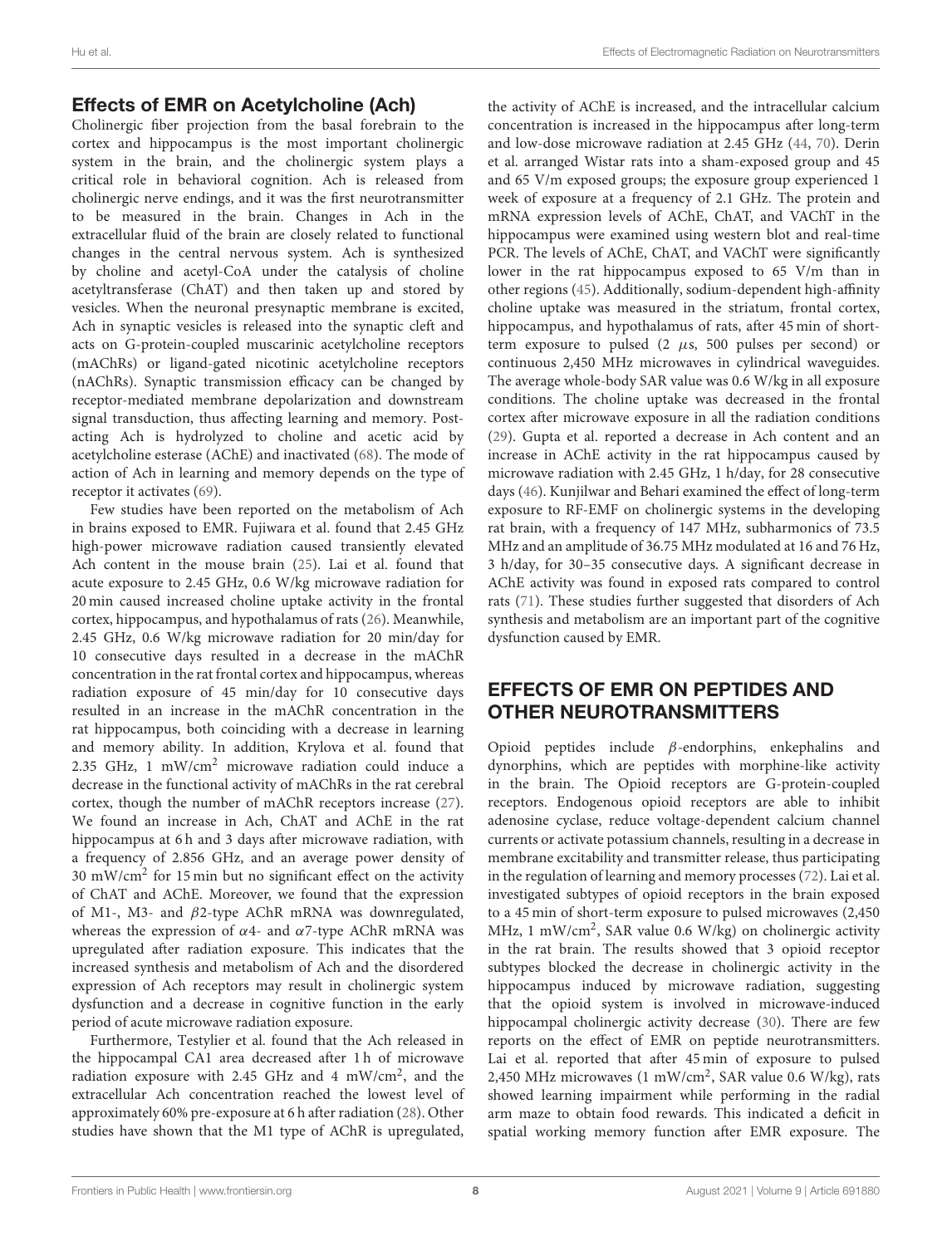## Effects of EMR on Acetylcholine (Ach)

Cholinergic fiber projection from the basal forebrain to the cortex and hippocampus is the most important cholinergic system in the brain, and the cholinergic system plays a critical role in behavioral cognition. Ach is released from cholinergic nerve endings, and it was the first neurotransmitter to be measured in the brain. Changes in Ach in the extracellular fluid of the brain are closely related to functional changes in the central nervous system. Ach is synthesized by choline and acetyl-CoA under the catalysis of choline acetyltransferase (ChAT) and then taken up and stored by vesicles. When the neuronal presynaptic membrane is excited, Ach in synaptic vesicles is released into the synaptic cleft and acts on G-protein-coupled muscarinic acetylcholine receptors (mAChRs) or ligand-gated nicotinic acetylcholine receptors (nAChRs). Synaptic transmission efficacy can be changed by receptor-mediated membrane depolarization and downstream signal transduction, thus affecting learning and memory. Post-acting Ach is hydrolyzed to choline and acetic acid by acetylcholine esterase (AChE) and inactivated (68). The mode of action of Ach in learning and memory depends on the type of receptor it activates (69).

Few studies have been reported on the metabolism of Ach in brains exposed to EMR. Fujiwara et al. found that 2.45 GHz high-power microwave radiation caused transiently elevated Ach content in the mouse brain (25). Lai et al. found that acute exposure to 2.45 GHz, 0.6 W/kg microwave radiation for 20 min caused increased choline uptake activity in the frontal cortex, hippocampus, and hypothalamus of rats (26). Meanwhile, 2.45 GHz, 0.6 W/kg microwave radiation for 20 min/day for 10 consecutive days resulted in a decrease in the mAChR concentration in the rat frontal cortex and hippocampus, whereas radiation exposure of 45 min/day for 10 consecutive days resulted in an increase in the mAChR concentration in the rat hippocampus, both coinciding with a decrease in learning and memory ability. In addition, Krylova et al. found that 2.35 GHz, 1 mW/cm$^2$ microwave radiation could induce a decrease in the functional activity of mAChRs in the rat cerebral cortex, though the number of mAChR receptors increase (27). We found an increase in Ach, ChAT and AChE in the rat hippocampus at 6 h and 3 days after microwave radiation, with a frequency of 2.856 GHz, and an average power density of 30 mW/cm$^2$ for 15 min but no significant effect on the activity of ChAT and AChE. Moreover, we found that the expression of M1-, M3- and $\beta$2-type AChR mRNA was downregulated, whereas the expression of $\alpha$4- and $\alpha$7-type AChR mRNA was upregulated after radiation exposure. This indicates that the increased synthesis and metabolism of Ach and the disordered expression of Ach receptors may result in cholinergic system dysfunction and a decrease in cognitive function in the early period of acute microwave radiation exposure.

Furthermore, Testylier et al. found that the Ach released in the hippocampal CA1 area decreased after 1 h of microwave radiation exposure with 2.45 GHz and 4 mW/cm$^2$, and the extracellular Ach concentration reached the lowest level of approximately 60% pre-exposure at 6 h after radiation (28). Other studies have shown that the M1 type of AChR is upregulated, the activity of AChE is increased, and the intracellular calcium concentration is increased in the hippocampus after long-term and low-dose microwave radiation at 2.45 GHz (44, 70). Derin et al. arranged Wistar rats into a sham-exposed group and 45 and 65 V/m exposed groups; the exposure group experienced 1 week of exposure at a frequency of 2.1 GHz. The protein and mRNA expression levels of AChE, ChAT, and VAChT in the hippocampus were examined using western blot and real-time PCR. The levels of AChE, ChAT, and VAChT were significantly lower in the rat hippocampus exposed to 65 V/m than in other regions (45). Additionally, sodium-dependent high-affinity choline uptake was measured in the striatum, frontal cortex, hippocampus, and hypothalamus of rats, after 45 min of short-term exposure to pulsed (2 $\mu$s, 500 pulses per second) or continuous 2,450 MHz microwaves in cylindrical waveguides. The average whole-body SAR value was 0.6 W/kg in all exposure conditions. The choline uptake was decreased in the frontal cortex after microwave exposure in all the radiation conditions (29). Gupta et al. reported a decrease in Ach content and an increase in AChE activity in the rat hippocampus caused by microwave radiation with 2.45 GHz, 1 h/day, for 28 consecutive days (46). Kunjilwar and Behari examined the effect of long-term exposure to RF-EMF on cholinergic systems in the developing rat brain, with a frequency of 147 MHz, subharmonics of 73.5 MHz and an amplitude of 36.75 MHz modulated at 16 and 76 Hz, 3 h/day, for 30–35 consecutive days. A significant decrease in AChE activity was found in exposed rats compared to control rats (71). These studies further suggested that disorders of Ach synthesis and metabolism are an important part of the cognitive dysfunction caused by EMR.

## EFFECTS OF EMR ON PEPTIDES AND OTHER NEUROTRANSMITTERS

Opioid peptides include $\beta$-endorphins, enkephalins and dynorphins, which are peptides with morphine-like activity in the brain. The Opioid receptors are G-protein-coupled receptors. Endogenous opioid receptors are able to inhibit adenosine cyclase, reduce voltage-dependent calcium channel currents or activate potassium channels, resulting in a decrease in membrane excitability and transmitter release, thus participating in the regulation of learning and memory processes (72). Lai et al. investigated subtypes of opioid receptors in the brain exposed to a 45 min of short-term exposure to pulsed microwaves (2,450 MHz, 1 mW/cm$^2$, SAR value 0.6 W/kg) on cholinergic activity in the rat brain. The results showed that 3 opioid receptor subtypes blocked the decrease in cholinergic activity in the hippocampus induced by microwave radiation, suggesting that the opioid system is involved in microwave-induced hippocampal cholinergic activity decrease (30). There are few reports on the effect of EMR on peptide neurotransmitters. Lai et al. reported that after 45 min of exposure to pulsed 2,450 MHz microwaves (1 mW/cm$^2$, SAR value 0.6 W/kg), rats showed learning impairment while performing in the radial arm maze to obtain food rewards. This indicated a deficit in spatial working memory function after EMR exposure. The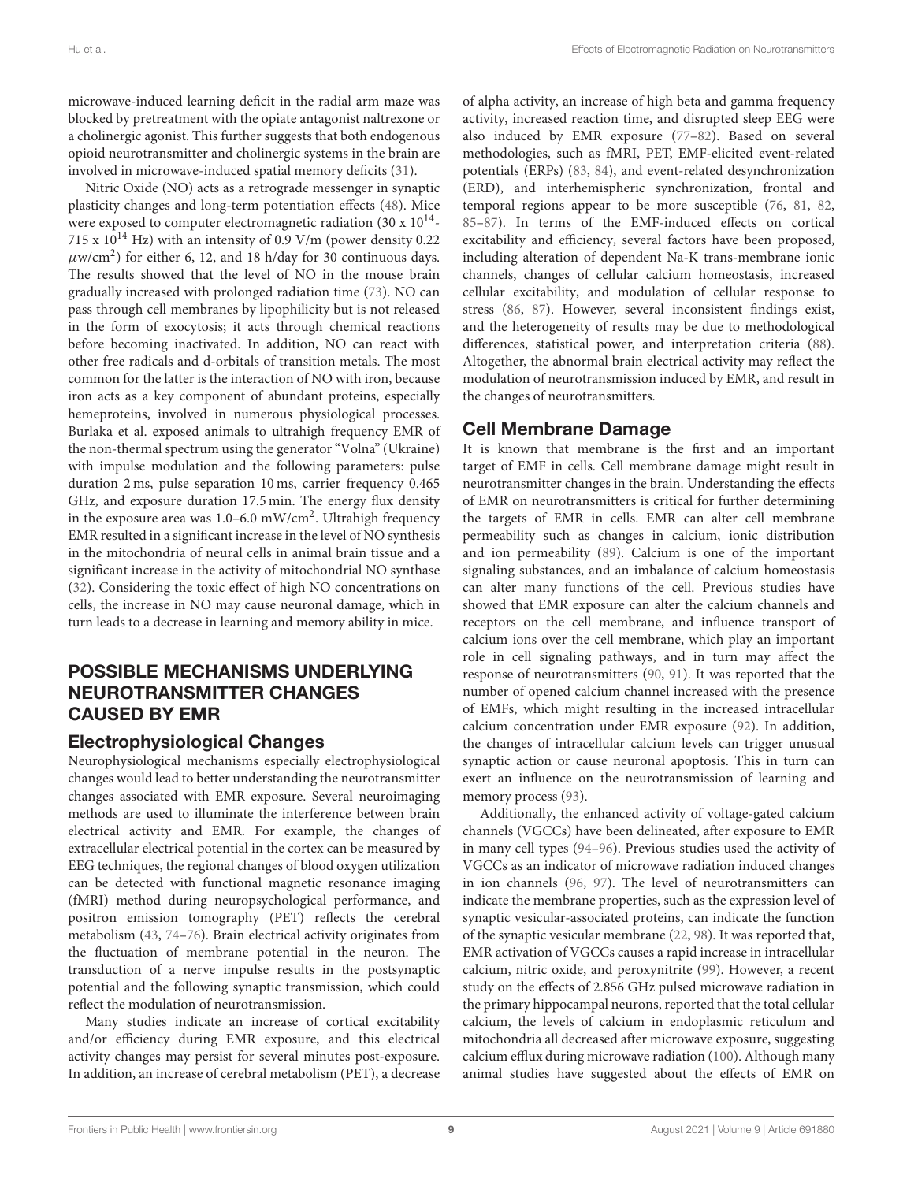microwave-induced learning deficit in the radial arm maze was blocked by pretreatment with the opiate antagonist naltrexone or a cholinergic agonist. This further suggests that both endogenous opioid neurotransmitter and cholinergic systems in the brain are involved in microwave-induced spatial memory deficits (31).

Nitric Oxide (NO) acts as a retrograde messenger in synaptic plasticity changes and long-term potentiation effects (48). Mice were exposed to computer electromagnetic radiation ($30 \times 10^{14}$-$715 \times 10^{14}$ Hz) with an intensity of 0.9 V/m (power density 0.22 $\mu$w/cm$^2$) for either 6, 12, and 18 h/day for 30 continuous days. The results showed that the level of NO in the mouse brain gradually increased with prolonged radiation time (73). NO can pass through cell membranes by lipophilicity but is not released in the form of exocytosis; it acts through chemical reactions before becoming inactivated. In addition, NO can react with other free radicals and d-orbitals of transition metals. The most common for the latter is the interaction of NO with iron, because iron acts as a key component of abundant proteins, especially hemeproteins, involved in numerous physiological processes. Burlaka et al. exposed animals to ultrahigh frequency EMR of the non-thermal spectrum using the generator "Volna" (Ukraine) with impulse modulation and the following parameters: pulse duration 2 ms, pulse separation 10 ms, carrier frequency 0.465 GHz, and exposure duration 17.5 min. The energy flux density in the exposure area was 1.0–6.0 mW/cm$^2$. Ultrahigh frequency EMR resulted in a significant increase in the level of NO synthesis in the mitochondria of neural cells in animal brain tissue and a significant increase in the activity of mitochondrial NO synthase (32). Considering the toxic effect of high NO concentrations on cells, the increase in NO may cause neuronal damage, which in turn leads to a decrease in learning and memory ability in mice.

## POSSIBLE MECHANISMS UNDERLYING NEUROTRANSMITTER CHANGES CAUSED BY EMR

### Electrophysiological Changes

Neurophysiological mechanisms especially electrophysiological changes would lead to better understanding the neurotransmitter changes associated with EMR exposure. Several neuroimaging methods are used to illuminate the interference between brain electrical activity and EMR. For example, the changes of extracellular electrical potential in the cortex can be measured by EEG techniques, the regional changes of blood oxygen utilization can be detected with functional magnetic resonance imaging (fMRI) method during neuropsychological performance, and positron emission tomography (PET) reflects the cerebral metabolism (43, 74–76). Brain electrical activity originates from the fluctuation of membrane potential in the neuron. The transduction of a nerve impulse results in the postsynaptic potential and the following synaptic transmission, which could reflect the modulation of neurotransmission.

Many studies indicate an increase of cortical excitability and/or efficiency during EMR exposure, and this electrical activity changes may persist for several minutes post-exposure. In addition, an increase of cerebral metabolism (PET), a decrease of alpha activity, an increase of high beta and gamma frequency activity, increased reaction time, and disrupted sleep EEG were also induced by EMR exposure (77–82). Based on several methodologies, such as fMRI, PET, EMF-elicited event-related potentials (ERPs) (83, 84), and event-related desynchronization (ERD), and interhemispheric synchronization, frontal and temporal regions appear to be more susceptible (76, 81, 82, 85–87). In terms of the EMF-induced effects on cortical excitability and efficiency, several factors have been proposed, including alteration of dependent Na-K trans-membrane ionic channels, changes of cellular calcium homeostasis, increased cellular excitability, and modulation of cellular response to stress (86, 87). However, several inconsistent findings exist, and the heterogeneity of results may be due to methodological differences, statistical power, and interpretation criteria (88). Altogether, the abnormal brain electrical activity may reflect the modulation of neurotransmission induced by EMR, and result in the changes of neurotransmitters.

### Cell Membrane Damage

It is known that membrane is the first and an important target of EMF in cells. Cell membrane damage might result in neurotransmitter changes in the brain. Understanding the effects of EMR on neurotransmitters is critical for further determining the targets of EMR in cells. EMR can alter cell membrane permeability such as changes in calcium, ionic distribution and ion permeability (89). Calcium is one of the important signaling substances, and an imbalance of calcium homeostasis can alter many functions of the cell. Previous studies have showed that EMR exposure can alter the calcium channels and receptors on the cell membrane, and influence transport of calcium ions over the cell membrane, which play an important role in cell signaling pathways, and in turn may affect the response of neurotransmitters (90, 91). It was reported that the number of opened calcium channel increased with the presence of EMFs, which might resulting in the increased intracellular calcium concentration under EMR exposure (92). In addition, the changes of intracellular calcium levels can trigger unusual synaptic action or cause neuronal apoptosis. This in turn can exert an influence on the neurotransmission of learning and memory process (93).

Additionally, the enhanced activity of voltage-gated calcium channels (VGCCs) have been delineated, after exposure to EMR in many cell types (94–96). Previous studies used the activity of VGCCs as an indicator of microwave radiation induced changes in ion channels (96, 97). The level of neurotransmitters can indicate the membrane properties, such as the expression level of synaptic vesicular-associated proteins, can indicate the function of the synaptic vesicular membrane (22, 98). It was reported that, EMR activation of VGCCs causes a rapid increase in intracellular calcium, nitric oxide, and peroxynitrite (99). However, a recent study on the effects of 2.856 GHz pulsed microwave radiation in the primary hippocampal neurons, reported that the total cellular calcium, the levels of calcium in endoplasmic reticulum and mitochondria all decreased after microwave exposure, suggesting calcium efflux during microwave radiation (100). Although many animal studies have suggested about the effects of EMR on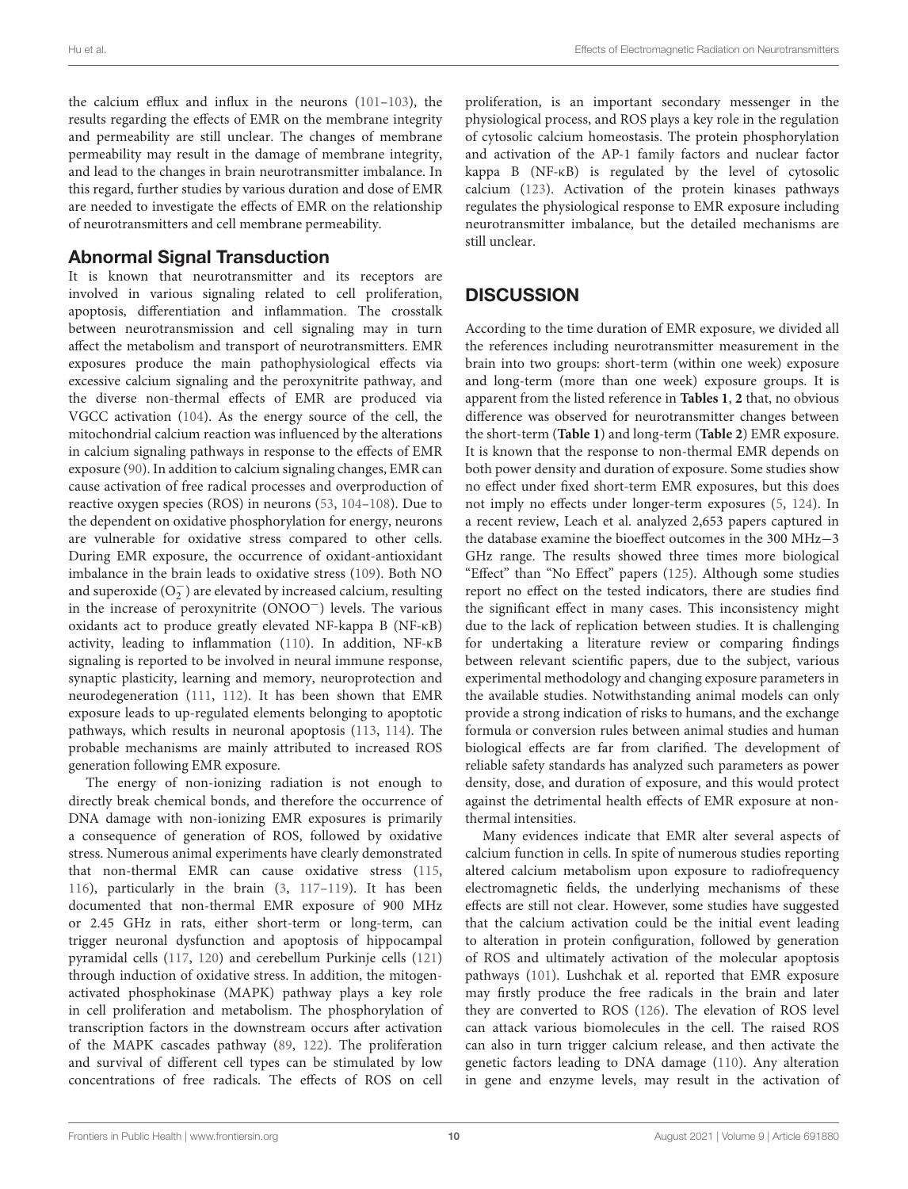the calcium efflux and influx in the neurons (101–103), the results regarding the effects of EMR on the membrane integrity and permeability are still unclear. The changes of membrane permeability may result in the damage of membrane integrity, and lead to the changes in brain neurotransmitter imbalance. In this regard, further studies by various duration and dose of EMR are needed to investigate the effects of EMR on the relationship of neurotransmitters and cell membrane permeability.

## Abnormal Signal Transduction

It is known that neurotransmitter and its receptors are involved in various signaling related to cell proliferation, apoptosis, differentiation and inflammation. The crosstalk between neurotransmission and cell signaling may in turn affect the metabolism and transport of neurotransmitters. EMR exposures produce the main pathophysiological effects via excessive calcium signaling and the peroxynitrite pathway, and the diverse non-thermal effects of EMR are produced via VGCC activation (104). As the energy source of the cell, the mitochondrial calcium reaction was influenced by the alterations in calcium signaling pathways in response to the effects of EMR exposure (90). In addition to calcium signaling changes, EMR can cause activation of free radical processes and overproduction of reactive oxygen species (ROS) in neurons (53, 104–108). Due to the dependent on oxidative phosphorylation for energy, neurons are vulnerable for oxidative stress compared to other cells. During EMR exposure, the occurrence of oxidant-antioxidant imbalance in the brain leads to oxidative stress (109). Both NO and superoxide ($O_2^-$) are elevated by increased calcium, resulting in the increase of peroxynitrite ($ONOO^-$) levels. The various oxidants act to produce greatly elevated NF-kappa B (NF-κB) activity, leading to inflammation (110). In addition, NF-κB signaling is reported to be involved in neural immune response, synaptic plasticity, learning and memory, neuroprotection and neurodegeneration (111, 112). It has been shown that EMR exposure leads to up-regulated elements belonging to apoptotic pathways, which results in neuronal apoptosis (113, 114). The probable mechanisms are mainly attributed to increased ROS generation following EMR exposure.

The energy of non-ionizing radiation is not enough to directly break chemical bonds, and therefore the occurrence of DNA damage with non-ionizing EMR exposures is primarily a consequence of generation of ROS, followed by oxidative stress. Numerous animal experiments have clearly demonstrated that non-thermal EMR can cause oxidative stress (115, 116), particularly in the brain (3, 117–119). It has been documented that non-thermal EMR exposure of 900 MHz or 2.45 GHz in rats, either short-term or long-term, can trigger neuronal dysfunction and apoptosis of hippocampal pyramidal cells (117, 120) and cerebellum Purkinje cells (121) through induction of oxidative stress. In addition, the mitogen-activated phosphokinase (MAPK) pathway plays a key role in cell proliferation and metabolism. The phosphorylation of transcription factors in the downstream occurs after activation of the MAPK cascades pathway (89, 122). The proliferation and survival of different cell types can be stimulated by low concentrations of free radicals. The effects of ROS on cell proliferation, is an important secondary messenger in the physiological process, and ROS plays a key role in the regulation of cytosolic calcium homeostasis. The protein phosphorylation and activation of the AP-1 family factors and nuclear factor kappa B (NF-κB) is regulated by the level of cytosolic calcium (123). Activation of the protein kinases pathways regulates the physiological response to EMR exposure including neurotransmitter imbalance, but the detailed mechanisms are still unclear.

# DISCUSSION

According to the time duration of EMR exposure, we divided all the references including neurotransmitter measurement in the brain into two groups: short-term (within one week) exposure and long-term (more than one week) exposure groups. It is apparent from the listed reference in **Tables 1**, **2** that, no obvious difference was observed for neurotransmitter changes between the short-term (**Table 1**) and long-term (**Table 2**) EMR exposure. It is known that the response to non-thermal EMR depends on both power density and duration of exposure. Some studies show no effect under fixed short-term EMR exposures, but this does not imply no effects under longer-term exposures (5, 124). In a recent review, Leach et al. analyzed 2,653 papers captured in the database examine the bioeffect outcomes in the 300 MHz−3 GHz range. The results showed three times more biological "Effect" than "No Effect" papers (125). Although some studies report no effect on the tested indicators, there are studies find the significant effect in many cases. This inconsistency might due to the lack of replication between studies. It is challenging for undertaking a literature review or comparing findings between relevant scientific papers, due to the subject, various experimental methodology and changing exposure parameters in the available studies. Notwithstanding animal models can only provide a strong indication of risks to humans, and the exchange formula or conversion rules between animal studies and human biological effects are far from clarified. The development of reliable safety standards has analyzed such parameters as power density, dose, and duration of exposure, and this would protect against the detrimental health effects of EMR exposure at non-thermal intensities.

Many evidences indicate that EMR alter several aspects of calcium function in cells. In spite of numerous studies reporting altered calcium metabolism upon exposure to radiofrequency electromagnetic fields, the underlying mechanisms of these effects are still not clear. However, some studies have suggested that the calcium activation could be the initial event leading to alteration in protein configuration, followed by generation of ROS and ultimately activation of the molecular apoptosis pathways (101). Lushchak et al. reported that EMR exposure may firstly produce the free radicals in the brain and later they are converted to ROS (126). The elevation of ROS level can attack various biomolecules in the cell. The raised ROS can also in turn trigger calcium release, and then activate the genetic factors leading to DNA damage (110). Any alteration in gene and enzyme levels, may result in the activation of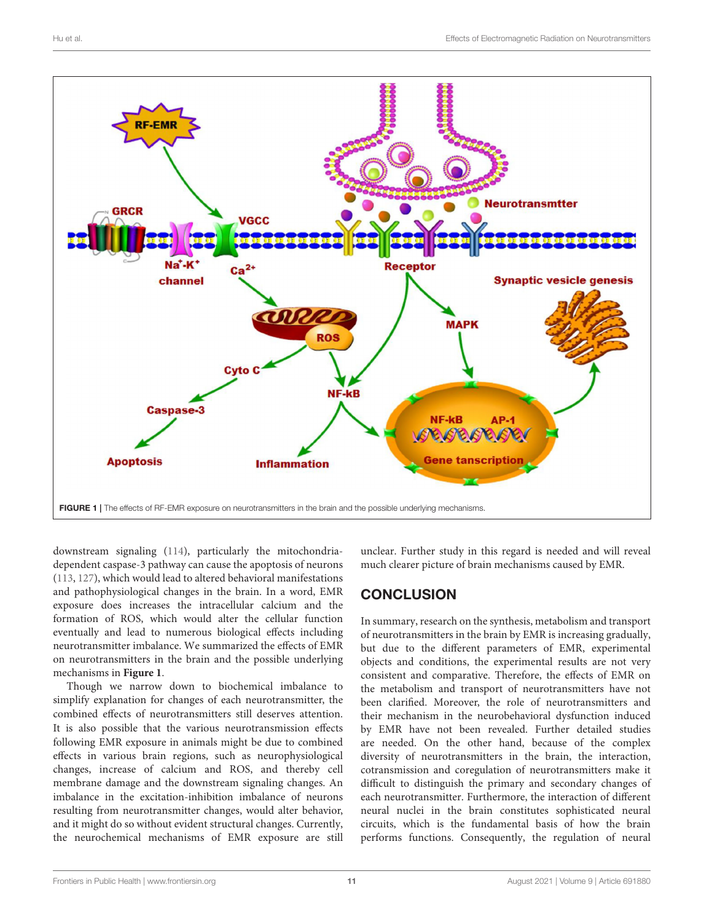FIGURE 1 | The effects of RF-EMR exposure on neurotransmitters in the brain and the possible underlying mechanisms.

downstream signaling (114), particularly the mitochondria-dependent caspase-3 pathway can cause the apoptosis of neurons (113, 127), which would lead to altered behavioral manifestations and pathophysiological changes in the brain. In a word, EMR exposure does increases the intracellular calcium and the formation of ROS, which would alter the cellular function eventually and lead to numerous biological effects including neurotransmitter imbalance. We summarized the effects of EMR on neurotransmitters in the brain and the possible underlying mechanisms in **Figure 1**.

Though we narrow down to biochemical imbalance to simplify explanation for changes of each neurotransmitter, the combined effects of neurotransmitters still deserves attention. It is also possible that the various neurotransmission effects following EMR exposure in animals might be due to combined effects in various brain regions, such as neurophysiological changes, increase of calcium and ROS, and thereby cell membrane damage and the downstream signaling changes. An imbalance in the excitation-inhibition imbalance of neurons resulting from neurotransmitter changes, would alter behavior, and it might do so without evident structural changes. Currently, the neurochemical mechanisms of EMR exposure are still unclear. Further study in this regard is needed and will reveal much clearer picture of brain mechanisms caused by EMR.

## CONCLUSION

In summary, research on the synthesis, metabolism and transport of neurotransmitters in the brain by EMR is increasing gradually, but due to the different parameters of EMR, experimental objects and conditions, the experimental results are not very consistent and comparative. Therefore, the effects of EMR on the metabolism and transport of neurotransmitters have not been clarified. Moreover, the role of neurotransmitters and their mechanism in the neurobehavioral dysfunction induced by EMR have not been revealed. Further detailed studies are needed. On the other hand, because of the complex diversity of neurotransmitters in the brain, the interaction, cotransmission and coregulation of neurotransmitters make it difficult to distinguish the primary and secondary changes of each neurotransmitter. Furthermore, the interaction of different neural nuclei in the brain constitutes sophisticated neural circuits, which is the fundamental basis of how the brain performs functions. Consequently, the regulation of neural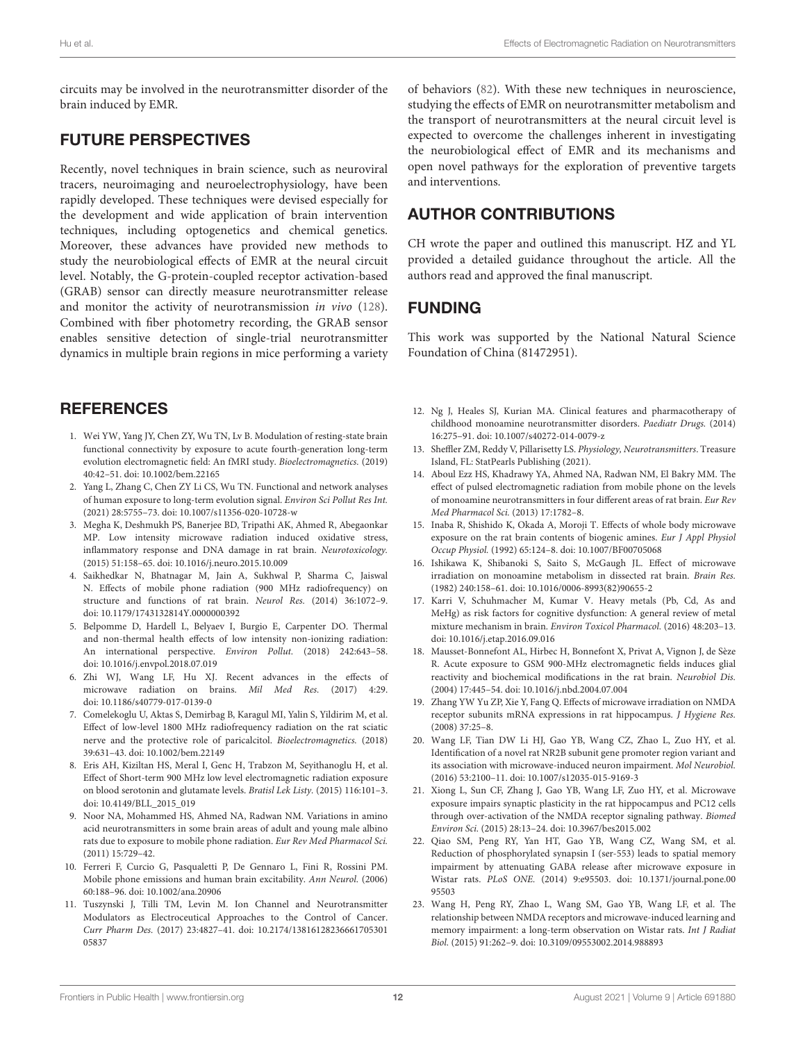circuits may be involved in the neurotransmitter disorder of the brain induced by EMR.

## FUTURE PERSPECTIVES

Recently, novel techniques in brain science, such as neuroviral tracers, neuroimaging and neuroelectrophysiology, have been rapidly developed. These techniques were devised especially for the development and wide application of brain intervention techniques, including optogenetics and chemical genetics. Moreover, these advances have provided new methods to study the neurobiological effects of EMR at the neural circuit level. Notably, the G-protein-coupled receptor activation-based (GRAB) sensor can directly measure neurotransmitter release and monitor the activity of neurotransmission *in vivo* (128). Combined with fiber photometry recording, the GRAB sensor enables sensitive detection of single-trial neurotransmitter dynamics in multiple brain regions in mice performing a variety of behaviors (82). With these new techniques in neuroscience, studying the effects of EMR on neurotransmitter metabolism and the transport of neurotransmitters at the neural circuit level is expected to overcome the challenges inherent in investigating the neurobiological effect of EMR and its mechanisms and open novel pathways for the exploration of preventive targets and interventions.

## AUTHOR CONTRIBUTIONS

CH wrote the paper and outlined this manuscript. HZ and YL provided a detailed guidance throughout the article. All the authors read and approved the final manuscript.

## FUNDING

This work was supported by the National Natural Science Foundation of China (81472951).

## REFERENCES

1. Wei YW, Yang JY, Chen ZY, Wu TN, Lv B. Modulation of resting-state brain functional connectivity by exposure to acute fourth-generation long-term evolution electromagnetic field: An fMRI study. *Bioelectromagnetics.* (2019) 40:42–51. doi: 10.1002/bem.22165
2. Yang L, Zhang C, Chen ZY Li CS, Wu TN. Functional and network analyses of human exposure to long-term evolution signal. *Environ Sci Pollut Res Int.* (2021) 28:5755–73. doi: 10.1007/s11356-020-10728-w
3. Megha K, Deshmukh PS, Banerjee BD, Tripathi AK, Ahmed R, Abegaonkar MP. Low intensity microwave radiation induced oxidative stress, inflammatory response and DNA damage in rat brain. *Neurotoxicology.* (2015) 51:158–65. doi: 10.1016/j.neuro.2015.10.009
4. Saikhedkar N, Bhatnagar M, Jain A, Sukhwal P, Sharma C, Jaiswal N. Effects of mobile phone radiation (900 MHz radiofrequency) on structure and functions of rat brain. *Neurol Res.* (2014) 36:1072–9. doi: 10.1179/1743132814Y.0000000392
5. Belpomme D, Hardell L, Belyaev I, Burgio E, Carpenter DO. Thermal and non-thermal health effects of low intensity non-ionizing radiation: An international perspective. *Environ Pollut.* (2018) 242:643–58. doi: 10.1016/j.envpol.2018.07.019
6. Zhi WJ, Wang LF, Hu XJ. Recent advances in the effects of microwave radiation on brains. *Mil Med Res.* (2017) 4:29. doi: 10.1186/s40779-017-0139-0
7. Comelekoglu U, Aktas S, Demirbag B, Karagul MI, Yalin S, Yildirim M, et al. Effect of low-level 1800 MHz radiofrequency radiation on the rat sciatic nerve and the protective role of paricalcitol. *Bioelectromagnetics.* (2018) 39:631–43. doi: 10.1002/bem.22149
8. Eris AH, Kiziltan HS, Meral I, Genc H, Trabzon M, Seyithanoglu H, et al. Effect of Short-term 900 MHz low level electromagnetic radiation exposure on blood serotonin and glutamate levels. *Bratisl Lek Listy.* (2015) 116:101–3. doi: 10.4149/BLL_2015_019
9. Noor NA, Mohammed HS, Ahmed NA, Radwan NM. Variations in amino acid neurotransmitters in some brain areas of adult and young male albino rats due to exposure to mobile phone radiation. *Eur Rev Med Pharmacol Sci.* (2011) 15:729–42.
10. Ferreri F, Curcio G, Pasqualetti P, De Gennaro L, Fini R, Rossini PM. Mobile phone emissions and human brain excitability. *Ann Neurol.* (2006) 60:188–96. doi: 10.1002/ana.20906
11. Tuszynski J, Tilli TM, Levin M. Ion Channel and Neurotransmitter Modulators as Electroceutical Approaches to the Control of Cancer. *Curr Pharm Des.* (2017) 23:4827–41. doi: 10.2174/1381612823666170530105837
12. Ng J, Heales SJ, Kurian MA. Clinical features and pharmacotherapy of childhood monoamine neurotransmitter disorders. *Paediatr Drugs.* (2014) 16:275–91. doi: 10.1007/s40272-014-0079-z
13. Sheffler ZM, Reddy V, Pillarisetty LS. *Physiology, Neurotransmitters*. Treasure Island, FL: StatPearls Publishing (2021).
14. Aboul Ezz HS, Khadrawy YA, Ahmed NA, Radwan NM, El Bakry MM. The effect of pulsed electromagnetic radiation from mobile phone on the levels of monoamine neurotransmitters in four different areas of rat brain. *Eur Rev Med Pharmacol Sci.* (2013) 17:1782–8.
15. Inaba R, Shishido K, Okada A, Moroji T. Effects of whole body microwave exposure on the rat brain contents of biogenic amines. *Eur J Appl Physiol Occup Physiol.* (1992) 65:124–8. doi: 10.1007/BF00705068
16. Ishikawa K, Shibanoki S, Saito S, McGaugh JL. Effect of microwave irradiation on monoamine metabolism in dissected rat brain. *Brain Res.* (1982) 240:158–61. doi: 10.1016/0006-8993(82)90655-2
17. Karri V, Schuhmacher M, Kumar V. Heavy metals (Pb, Cd, As and MeHg) as risk factors for cognitive dysfunction: A general review of metal mixture mechanism in brain. *Environ Toxicol Pharmacol.* (2016) 48:203–13. doi: 10.1016/j.etap.2016.09.016
18. Mausset-Bonnefont AL, Hirbec H, Bonnefont X, Privat A, Vignon J, de Sèze R. Acute exposure to GSM 900-MHz electromagnetic fields induces glial reactivity and biochemical modifications in the rat brain. *Neurobiol Dis.* (2004) 17:445–54. doi: 10.1016/j.nbd.2004.07.004
19. Zhang YW Yu ZP, Xie Y, Fang Q. Effects of microwave irradiation on NMDA receptor subunits mRNA expressions in rat hippocampus. *J Hygiene Res.* (2008) 37:25–8.
20. Wang LF, Tian DW Li HJ, Gao YB, Wang CZ, Zhao L, Zuo HY, et al. Identification of a novel rat NR2B subunit gene promoter region variant and its association with microwave-induced neuron impairment. *Mol Neurobiol.* (2016) 53:2100–11. doi: 10.1007/s12035-015-9169-3
21. Xiong L, Sun CF, Zhang J, Gao YB, Wang LF, Zuo HY, et al. Microwave exposure impairs synaptic plasticity in the rat hippocampus and PC12 cells through over-activation of the NMDA receptor signaling pathway. *Biomed Environ Sci.* (2015) 28:13–24. doi: 10.3967/bes2015.002
22. Qiao SM, Peng RY, Yan HT, Gao YB, Wang CZ, Wang SM, et al. Reduction of phosphorylated synapsin I (ser-553) leads to spatial memory impairment by attenuating GABA release after microwave exposure in Wistar rats. *PLoS ONE.* (2014) 9:e95503. doi: 10.1371/journal.pone.0095503
23. Wang H, Peng RY, Zhao L, Wang SM, Gao YB, Wang LF, et al. The relationship between NMDA receptors and microwave-induced learning and memory impairment: a long-term observation on Wistar rats. *Int J Radiat Biol.* (2015) 91:262–9. doi: 10.3109/09553002.2014.988893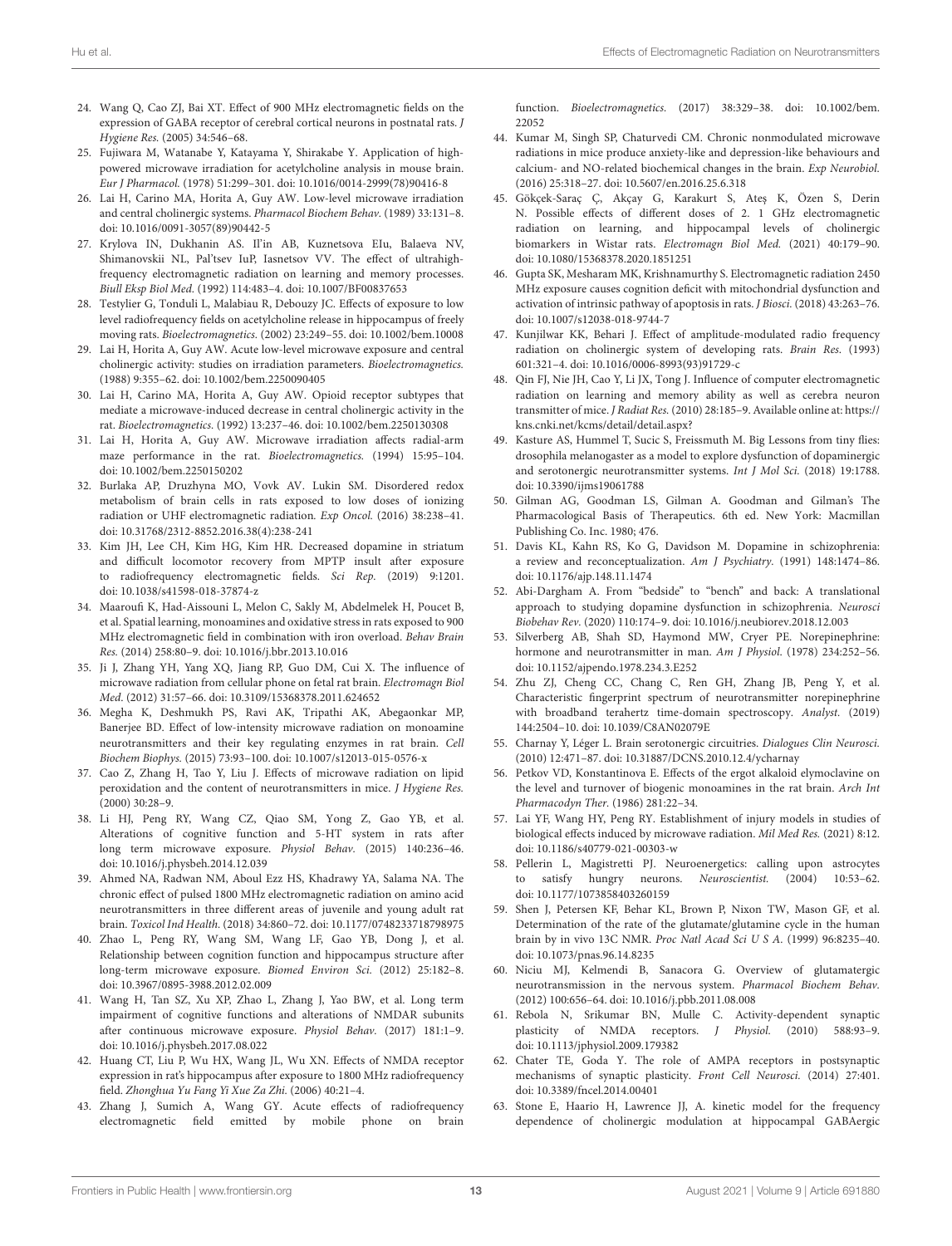24. Wang Q, Cao ZJ, Bai XT. Effect of 900 MHz electromagnetic fields on the expression of GABA receptor of cerebral cortical neurons in postnatal rats. *J Hygiene Res.* (2005) 34:546–68.
25. Fujiwara M, Watanabe Y, Katayama Y, Shirakabe Y. Application of high-powered microwave irradiation for acetylcholine analysis in mouse brain. *Eur J Pharmacol.* (1978) 51:299–301. doi: 10.1016/0014-2999(78)90416-8
26. Lai H, Carino MA, Horita A, Guy AW. Low-level microwave irradiation and central cholinergic systems. *Pharmacol Biochem Behav.* (1989) 33:131–8. doi: 10.1016/0091-3057(89)90442-5
27. Krylova IN, Dukhanin AS. Il'in AB, Kuznetsova EIu, Balaeva NV, Shimanovskii NL, Pal'tsev IuP, Iasnetsov VV. The effect of ultrahigh-frequency electromagnetic radiation on learning and memory processes. *Biull Eksp Biol Med.* (1992) 114:483–4. doi: 10.1007/BF00837653
28. Testylier G, Tonduli L, Malabiau R, Debouzy JC. Effects of exposure to low level radiofrequency fields on acetylcholine release in hippocampus of freely moving rats. *Bioelectromagnetics.* (2002) 23:249–55. doi: 10.1002/bem.10008
29. Lai H, Horita A, Guy AW. Acute low-level microwave exposure and central cholinergic activity: studies on irradiation parameters. *Bioelectromagnetics.* (1988) 9:355–62. doi: 10.1002/bem.2250090405
30. Lai H, Carino MA, Horita A, Guy AW. Opioid receptor subtypes that mediate a microwave-induced decrease in central cholinergic activity in the rat. *Bioelectromagnetics.* (1992) 13:237–46. doi: 10.1002/bem.2250130308
31. Lai H, Horita A, Guy AW. Microwave irradiation affects radial-arm maze performance in the rat. *Bioelectromagnetics.* (1994) 15:95–104. doi: 10.1002/bem.2250150202
32. Burlaka AP, Druzhyna MO, Vovk AV. Lukin SM. Disordered redox metabolism of brain cells in rats exposed to low doses of ionizing radiation or UHF electromagnetic radiation. *Exp Oncol.* (2016) 38:238–41. doi: 10.31768/2312-8852.2016.38(4):238-241
33. Kim JH, Lee CH, Kim HG, Kim HR. Decreased dopamine in striatum and difficult locomotor recovery from MPTP insult after exposure to radiofrequency electromagnetic fields. *Sci Rep.* (2019) 9:1201. doi: 10.1038/s41598-018-37874-z
34. Maaroufi K, Had-Aissouni L, Melon C, Sakly M, Abdelmelek H, Poucet B, et al. Spatial learning, monoamines and oxidative stress in rats exposed to 900 MHz electromagnetic field in combination with iron overload. *Behav Brain Res.* (2014) 258:80–9. doi: 10.1016/j.bbr.2013.10.016
35. Ji J, Zhang YH, Yang XQ, Jiang RP, Guo DM, Cui X. The influence of microwave radiation from cellular phone on fetal rat brain. *Electromagn Biol Med.* (2012) 31:57–66. doi: 10.3109/15368378.2011.624652
36. Megha K, Deshmukh PS, Ravi AK, Tripathi AK, Abegaonkar MP, Banerjee BD. Effect of low-intensity microwave radiation on monoamine neurotransmitters and their key regulating enzymes in rat brain. *Cell Biochem Biophys.* (2015) 73:93–100. doi: 10.1007/s12013-015-0576-x
37. Cao Z, Zhang H, Tao Y, Liu J. Effects of microwave radiation on lipid peroxidation and the content of neurotransmitters in mice. *J Hygiene Res.* (2000) 30:28–9.
38. Li HJ, Peng RY, Wang CZ, Qiao SM, Yong Z, Gao YB, et al. Alterations of cognitive function and 5-HT system in rats after long term microwave exposure. *Physiol Behav.* (2015) 140:236–46. doi: 10.1016/j.physbeh.2014.12.039
39. Ahmed NA, Radwan NM, Aboul Ezz HS, Khadrawy YA, Salama NA. The chronic effect of pulsed 1800 MHz electromagnetic radiation on amino acid neurotransmitters in three different areas of juvenile and young adult rat brain. *Toxicol Ind Health.* (2018) 34:860–72. doi: 10.1177/0748233718798975
40. Zhao L, Peng RY, Wang SM, Wang LF, Gao YB, Dong J, et al. Relationship between cognition function and hippocampus structure after long-term microwave exposure. *Biomed Environ Sci.* (2012) 25:182–8. doi: 10.3967/0895-3988.2012.02.009
41. Wang H, Tan SZ, Xu XP, Zhao L, Zhang J, Yao BW, et al. Long term impairment of cognitive functions and alterations of NMDAR subunits after continuous microwave exposure. *Physiol Behav.* (2017) 181:1–9. doi: 10.1016/j.physbeh.2017.08.022
42. Huang CT, Liu P, Wu HX, Wang JL, Wu XN. Effects of NMDA receptor expression in rat's hippocampus after exposure to 1800 MHz radiofrequency field. *Zhonghua Yu Fang Yi Xue Za Zhi.* (2006) 40:21–4.
43. Zhang J, Sumich A, Wang GY. Acute effects of radiofrequency electromagnetic field emitted by mobile phone on brain function. *Bioelectromagnetics.* (2017) 38:329–38. doi: 10.1002/bem.22052
44. Kumar M, Singh SP, Chaturvedi CM. Chronic nonmodulated microwave radiations in mice produce anxiety-like and depression-like behaviours and calcium- and NO-related biochemical changes in the brain. *Exp Neurobiol.* (2016) 25:318–27. doi: 10.5607/en.2016.25.6.318
45. Gökçek-Saraç Ç, Akçay G, Karakurt S, Ateş K, Özen S, Derin N. Possible effects of different doses of 2. 1 GHz electromagnetic radiation on learning, and hippocampal levels of cholinergic biomarkers in Wistar rats. *Electromagn Biol Med.* (2021) 40:179–90. doi: 10.1080/15368378.2020.1851251
46. Gupta SK, Mesharam MK, Krishnamurthy S. Electromagnetic radiation 2450 MHz exposure causes cognition deficit with mitochondrial dysfunction and activation of intrinsic pathway of apoptosis in rats. *J Biosci.* (2018) 43:263–76. doi: 10.1007/s12038-018-9744-7
47. Kunjilwar KK, Behari J. Effect of amplitude-modulated radio frequency radiation on cholinergic system of developing rats. *Brain Res.* (1993) 601:321–4. doi: 10.1016/0006-8993(93)91729-c
48. Qin FJ, Nie JH, Cao Y, Li JX, Tong J. Influence of computer electromagnetic radiation on learning and memory ability as well as cerebra neuron transmitter of mice. *J Radiat Res.* (2010) 28:185–9. Available online at: https://kns.cnki.net/kcms/detail/detail.aspx?
49. Kasture AS, Hummel T, Sucic S, Freissmuth M. Big Lessons from tiny flies: drosophila melanogaster as a model to explore dysfunction of dopaminergic and serotonergic neurotransmitter systems. *Int J Mol Sci.* (2018) 19:1788. doi: 10.3390/ijms19061788
50. Gilman AG, Goodman LS, Gilman A. Goodman and Gilman's The Pharmacological Basis of Therapeutics. 6th ed. New York: Macmillan Publishing Co. Inc. 1980; 476.
51. Davis KL, Kahn RS, Ko G, Davidson M. Dopamine in schizophrenia: a review and reconceptualization. *Am J Psychiatry.* (1991) 148:1474–86. doi: 10.1176/ajp.148.11.1474
52. Abi-Dargham A. From "bedside" to "bench" and back: A translational approach to studying dopamine dysfunction in schizophrenia. *Neurosci Biobehav Rev.* (2020) 110:174–9. doi: 10.1016/j.neubiorev.2018.12.003
53. Silverberg AB, Shah SD, Haymond MW, Cryer PE. Norepinephrine: hormone and neurotransmitter in man. *Am J Physiol.* (1978) 234:252–56. doi: 10.1152/ajpendo.1978.234.3.E252
54. Zhu ZJ, Cheng CC, Chang C, Ren GH, Zhang JB, Peng Y, et al. Characteristic fingerprint spectrum of neurotransmitter norepinephrine with broadband terahertz time-domain spectroscopy. *Analyst.* (2019) 144:2504–10. doi: 10.1039/C8AN02079E
55. Charnay Y, Léger L. Brain serotonergic circuitries. *Dialogues Clin Neurosci.* (2010) 12:471–87. doi: 10.31887/DCNS.2010.12.4/ycharnay
56. Petkov VD, Konstantinova E. Effects of the ergot alkaloid elymoclavine on the level and turnover of biogenic monoamines in the rat brain. *Arch Int Pharmacodyn Ther.* (1986) 281:22–34.
57. Lai YF, Wang HY, Peng RY. Establishment of injury models in studies of biological effects induced by microwave radiation. *Mil Med Res.* (2021) 8:12. doi: 10.1186/s40779-021-00303-w
58. Pellerin L, Magistretti PJ. Neuroenergetics: calling upon astrocytes to satisfy hungry neurons. *Neuroscientist.* (2004) 10:53–62. doi: 10.1177/1073858403260159
59. Shen J, Petersen KF, Behar KL, Brown P, Nixon TW, Mason GF, et al. Determination of the rate of the glutamate/glutamine cycle in the human brain by in vivo 13C NMR. *Proc Natl Acad Sci U S A.* (1999) 96:8235–40. doi: 10.1073/pnas.96.14.8235
60. Niciu MJ, Kelmendi B, Sanacora G. Overview of glutamatergic neurotransmission in the nervous system. *Pharmacol Biochem Behav.* (2012) 100:656–64. doi: 10.1016/j.pbb.2011.08.008
61. Rebola N, Srikumar BN, Mulle C. Activity-dependent synaptic plasticity of NMDA receptors. *J Physiol.* (2010) 588:93–9. doi: 10.1113/jphysiol.2009.179382
62. Chater TE, Goda Y. The role of AMPA receptors in postsynaptic mechanisms of synaptic plasticity. *Front Cell Neurosci.* (2014) 27:401. doi: 10.3389/fncel.2014.00401
63. Stone E, Haario H, Lawrence JJ, A. kinetic model for the frequency dependence of cholinergic modulation at hippocampal GABAergic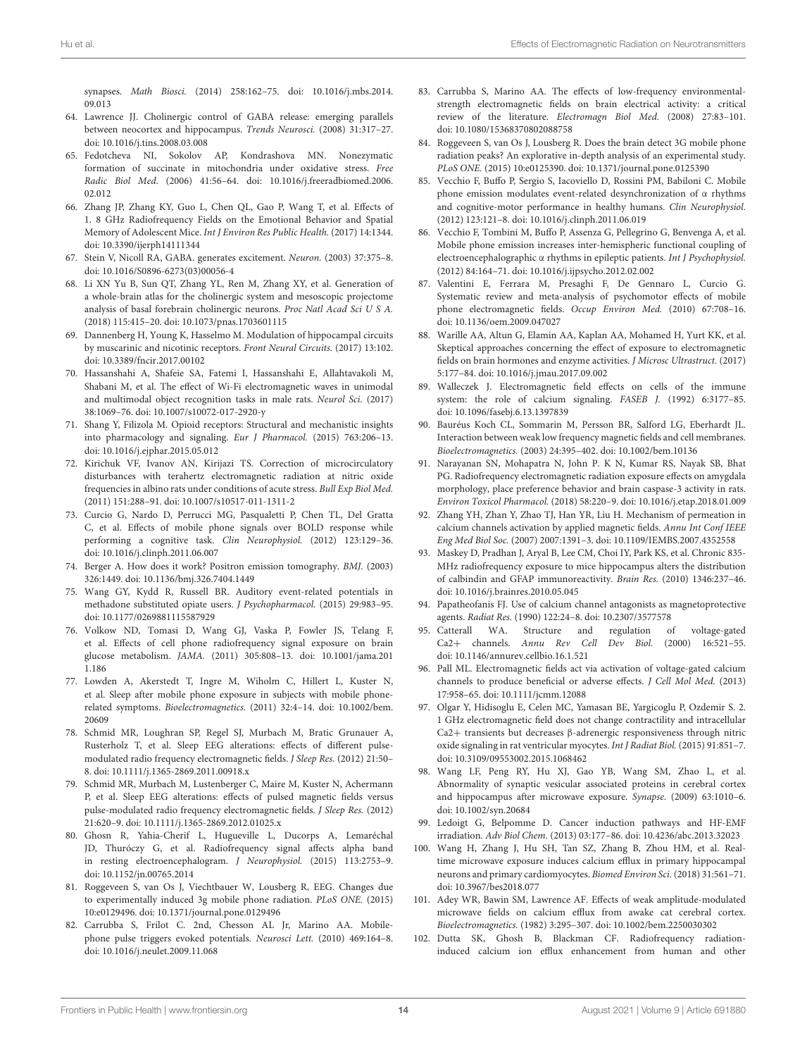synapses. *Math Biosci.* (2014) 258:162–75. doi: 10.1016/j.mbs.2014.09.013

64. Lawrence JJ. Cholinergic control of GABA release: emerging parallels between neocortex and hippocampus. *Trends Neurosci.* (2008) 31:317–27. doi: 10.1016/j.tins.2008.03.008
65. Fedotcheva NI, Sokolov AP, Kondrashova MN. Nonezymatic formation of succinate in mitochondria under oxidative stress. *Free Radic Biol Med.* (2006) 41:56–64. doi: 10.1016/j.freeradbiomed.2006.02.012
66. Zhang JP, Zhang KY, Guo L, Chen QL, Gao P, Wang T, et al. Effects of 1. 8 GHz Radiofrequency Fields on the Emotional Behavior and Spatial Memory of Adolescent Mice. *Int J Environ Res Public Health.* (2017) 14:1344. doi: 10.3390/ijerph14111344
67. Stein V, Nicoll RA, GABA. generates excitement. *Neuron.* (2003) 37:375–8. doi: 10.1016/S0896-6273(03)00056-4
68. Li XN Yu B, Sun QT, Zhang YL, Ren M, Zhang XY, et al. Generation of a whole-brain atlas for the cholinergic system and mesoscopic projectome analysis of basal forebrain cholinergic neurons. *Proc Natl Acad Sci U S A.* (2018) 115:415–20. doi: 10.1073/pnas.1703601115
69. Dannenberg H, Young K, Hasselmo M. Modulation of hippocampal circuits by muscarinic and nicotinic receptors. *Front Neural Circuits.* (2017) 13:102. doi: 10.3389/fncir.2017.00102
70. Hassanshahi A, Shafeie SA, Fatemi I, Hassanshahi E, Allahtavakoli M, Shabani M, et al. The effect of Wi-Fi electromagnetic waves in unimodal and multimodal object recognition tasks in male rats. *Neurol Sci.* (2017) 38:1069–76. doi: 10.1007/s10072-017-2920-y
71. Shang Y, Filizola M. Opioid receptors: Structural and mechanistic insights into pharmacology and signaling. *Eur J Pharmacol.* (2015) 763:206–13. doi: 10.1016/j.ejphar.2015.05.012
72. Kirichuk VF, Ivanov AN, Kirijazi TS. Correction of microcirculatory disturbances with terahertz electromagnetic radiation at nitric oxide frequencies in albino rats under conditions of acute stress. *Bull Exp Biol Med.* (2011) 151:288–91. doi: 10.1007/s10517-011-1311-2
73. Curcio G, Nardo D, Perrucci MG, Pasqualetti P, Chen TL, Del Gratta C, et al. Effects of mobile phone signals over BOLD response while performing a cognitive task. *Clin Neurophysiol.* (2012) 123:129–36. doi: 10.1016/j.clinph.2011.06.007
74. Berger A. How does it work? Positron emission tomography. *BMJ.* (2003) 326:1449. doi: 10.1136/bmj.326.7404.1449
75. Wang GY, Kydd R, Russell BR. Auditory event-related potentials in methadone substituted opiate users. *J Psychopharmacol.* (2015) 29:983–95. doi: 10.1177/0269881115587929
76. Volkow ND, Tomasi D, Wang GJ, Vaska P, Fowler JS, Telang F, et al. Effects of cell phone radiofrequency signal exposure on brain glucose metabolism. *JAMA.* (2011) 305:808–13. doi: 10.1001/jama.2011.186
77. Lowden A, Akerstedt T, Ingre M, Wiholm C, Hillert L, Kuster N, et al. Sleep after mobile phone exposure in subjects with mobile phone-related symptoms. *Bioelectromagnetics.* (2011) 32:4–14. doi: 10.1002/bem.20609
78. Schmid MR, Loughran SP, Regel SJ, Murbach M, Bratic Grunauer A, Rusterholz T, et al. Sleep EEG alterations: effects of different pulse-modulated radio frequency electromagnetic fields. *J Sleep Res.* (2012) 21:50–8. doi: 10.1111/j.1365-2869.2011.00918.x
79. Schmid MR, Murbach M, Lustenberger C, Maire M, Kuster N, Achermann P, et al. Sleep EEG alterations: effects of pulsed magnetic fields versus pulse-modulated radio frequency electromagnetic fields. *J Sleep Res.* (2012) 21:620–9. doi: 10.1111/j.1365-2869.2012.01025.x
80. Ghosn R, Yahia-Cherif L, Hugueville L, Ducorps A, Lemaréchal JD, Thuróczy G, et al. Radiofrequency signal affects alpha band in resting electroencephalogram. *J Neurophysiol.* (2015) 113:2753–9. doi: 10.1152/jn.00765.2014
81. Roggeveen S, van Os J, Viechtbauer W, Lousberg R, EEG. Changes due to experimentally induced 3g mobile phone radiation. *PLoS ONE.* (2015) 10:e0129496. doi: 10.1371/journal.pone.0129496
82. Carrubba S, Frilot C. 2nd, Chesson AL Jr, Marino AA. Mobile-phone pulse triggers evoked potentials. *Neurosci Lett.* (2010) 469:164–8. doi: 10.1016/j.neulet.2009.11.068
83. Carrubba S, Marino AA. The effects of low-frequency environmental-strength electromagnetic fields on brain electrical activity: a critical review of the literature. *Electromagn Biol Med.* (2008) 27:83–101. doi: 10.1080/15368370802088758
84. Roggeveen S, van Os J, Lousberg R. Does the brain detect 3G mobile phone radiation peaks? An explorative in-depth analysis of an experimental study. *PLoS ONE.* (2015) 10:e0125390. doi: 10.1371/journal.pone.0125390
85. Vecchio F, Buffo P, Sergio S, Iacoviello D, Rossini PM, Babiloni C. Mobile phone emission modulates event-related desynchronization of α rhythms and cognitive-motor performance in healthy humans. *Clin Neurophysiol.* (2012) 123:121–8. doi: 10.1016/j.clinph.2011.06.019
86. Vecchio F, Tombini M, Buffo P, Assenza G, Pellegrino G, Benvenga A, et al. Mobile phone emission increases inter-hemispheric functional coupling of electroencephalographic α rhythms in epileptic patients. *Int J Psychophysiol.* (2012) 84:164–71. doi: 10.1016/j.ijpsycho.2012.02.002
87. Valentini E, Ferrara M, Presaghi F, De Gennaro L, Curcio G. Systematic review and meta-analysis of psychomotor effects of mobile phone electromagnetic fields. *Occup Environ Med.* (2010) 67:708–16. doi: 10.1136/oem.2009.047027
88. Warille AA, Altun G, Elamin AA, Kaplan AA, Mohamed H, Yurt KK, et al. Skeptical approaches concerning the effect of exposure to electromagnetic fields on brain hormones and enzyme activities. *J Microsc Ultrastruct.* (2017) 5:177–84. doi: 10.1016/j.jmau.2017.09.002
89. Walleczek J. Electromagnetic field effects on cells of the immune system: the role of calcium signaling. *FASEB J.* (1992) 6:3177–85. doi: 10.1096/fasebj.6.13.1397839
90. Bauréus Koch CL, Sommarin M, Persson BR, Salford LG, Eberhardt JL. Interaction between weak low frequency magnetic fields and cell membranes. *Bioelectromagnetics.* (2003) 24:395–402. doi: 10.1002/bem.10136
91. Narayanan SN, Mohapatra N, John P. K N, Kumar RS, Nayak SB, Bhat PG. Radiofrequency electromagnetic radiation exposure effects on amygdala morphology, place preference behavior and brain caspase-3 activity in rats. *Environ Toxicol Pharmacol.* (2018) 58:220–9. doi: 10.1016/j.etap.2018.01.009
92. Zhang YH, Zhan Y, Zhao TJ, Han YR, Liu H. Mechanism of permeation in calcium channels activation by applied magnetic fields. *Annu Int Conf IEEE Eng Med Biol Soc.* (2007) 2007:1391–3. doi: 10.1109/IEMBS.2007.4352558
93. Maskey D, Pradhan J, Aryal B, Lee CM, Choi IY, Park KS, et al. Chronic 835-MHz radiofrequency exposure to mice hippocampus alters the distribution of calbindin and GFAP immunoreactivity. *Brain Res.* (2010) 1346:237–46. doi: 10.1016/j.brainres.2010.05.045
94. Papatheofanis FJ. Use of calcium channel antagonists as magnetoprotective agents. *Radiat Res.* (1990) 122:24–8. doi: 10.2307/3577578
95. Catterall WA. Structure and regulation of voltage-gated Ca2+ channels. *Annu Rev Cell Dev Biol.* (2000) 16:521–55. doi: 10.1146/annurev.cellbio.16.1.521
96. Pall ML. Electromagnetic fields act via activation of voltage-gated calcium channels to produce beneficial or adverse effects. *J Cell Mol Med.* (2013) 17:958–65. doi: 10.1111/jcmm.12088
97. Olgar Y, Hidisoglu E, Celen MC, Yamasan BE, Yargicoglu P, Ozdemir S. 2. 1 GHz electromagnetic field does not change contractility and intracellular Ca2+ transients but decreases β-adrenergic responsiveness through nitric oxide signaling in rat ventricular myocytes. *Int J Radiat Biol.* (2015) 91:851–7. doi: 10.3109/09553002.2015.1068462
98. Wang LF, Peng RY, Hu XJ, Gao YB, Wang SM, Zhao L, et al. Abnormality of synaptic vesicular associated proteins in cerebral cortex and hippocampus after microwave exposure. *Synapse.* (2009) 63:1010–6. doi: 10.1002/syn.20684
99. Ledoigt G, Belpomme D. Cancer induction pathways and HF-EMF irradiation. *Adv Biol Chem.* (2013) 03:177–86. doi: 10.4236/abc.2013.32023
100. Wang H, Zhang J, Hu SH, Tan SZ, Zhang B, Zhou HM, et al. Real-time microwave exposure induces calcium efflux in primary hippocampal neurons and primary cardiomyocytes. *Biomed Environ Sci.* (2018) 31:561–71. doi: 10.3967/bes2018.077
101. Adey WR, Bawin SM, Lawrence AF. Effects of weak amplitude-modulated microwave fields on calcium efflux from awake cat cerebral cortex. *Bioelectromagnetics.* (1982) 3:295–307. doi: 10.1002/bem.2250030302
102. Dutta SK, Ghosh B, Blackman CF. Radiofrequency radiation-induced calcium ion efflux enhancement from human and other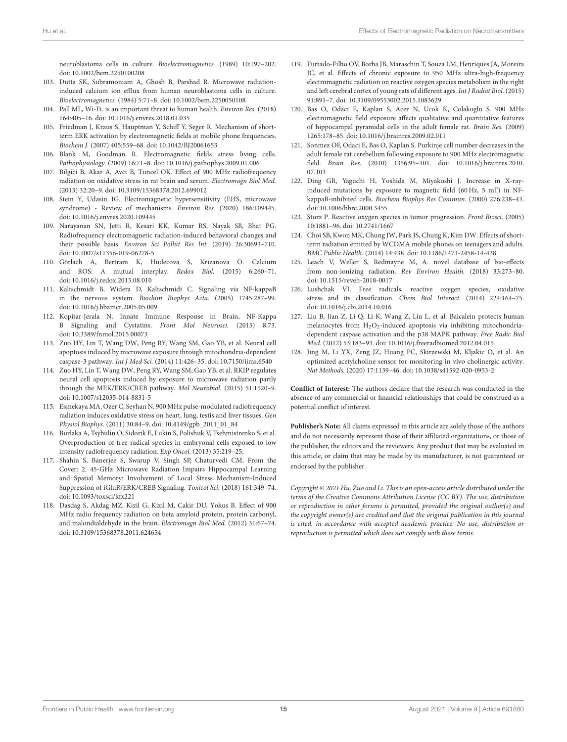neuroblastoma cells in culture. *Bioelectromagnetics.* (1989) 10:197–202. doi: 10.1002/bem.2250100208

103. Dutta SK, Subramoniam A, Ghosh B, Parshad R. Microwave radiation-induced calcium ion efflux from human neuroblastoma cells in culture. *Bioelectromagnetics.* (1984) 5:71–8. doi: 10.1002/bem.2250050108
104. Pall ML, Wi-Fi. is an important threat to human health. *Environ Res.* (2018) 164:405–16. doi: 10.1016/j.envres.2018.01.035
105. Friedman J, Kraus S, Hauptman Y, Schiff Y, Seger R. Mechanism of short-term ERK activation by electromagnetic fields at mobile phone frequencies. *Biochem J.* (2007) 405:559–68. doi: 10.1042/BJ20061653
106. Blank M, Goodman R. Electromagnetic fields stress living cells. *Pathophysiology.* (2009) 16:71–8. doi: 10.1016/j.pathophys.2009.01.006
107. Bilgici B, Akar A, Avci B, Tuncel OK. Effect of 900 MHz radiofrequency radiation on oxidative stress in rat brain and serum. *Electromagn Biol Med.* (2013) 32:20–9. doi: 10.3109/15368378.2012.699012
108. Stein Y, Udasin IG. Electromagnetic hypersensitivity (EHS, microwave syndrome) - Review of mechanisms. *Environ Res.* (2020) 186:109445. doi: 10.1016/j.envres.2020.109445
109. Narayanan SN, Jetti R, Kesari KK, Kumar RS, Nayak SB, Bhat PG. Radiofrequency electromagnetic radiation-induced behavioral changes and their possible basis. *Environ Sci Pollut Res Int.* (2019) 26:30693–710. doi: 10.1007/s11356-019-06278-5
110. Görlach A, Bertram K, Hudecova S, Krizanova O. Calcium and ROS: A mutual interplay. *Redox Biol.* (2015) 6:260–71. doi: 10.1016/j.redox.2015.08.010
111. Kaltschmidt B, Widera D, Kaltschmidt C. Signaling via NF-kappaB in the nervous system. *Biochim Biophys Acta.* (2005) 1745:287–99. doi: 10.1016/j.bbamcr.2005.05.009
112. Kopitar-Jerala N. Innate Immune Response in Brain, NF-Kappa B Signaling and Cystatins. *Front Mol Neurosci.* (2015) 8:73. doi: 10.3389/fnmol.2015.00073
113. Zuo HY, Lin T, Wang DW, Peng RY, Wang SM, Gao YB, et al. Neural cell apoptosis induced by microwave exposure through mitochondria-dependent caspase-3 pathway. *Int J Med Sci.* (2014) 11:426–35. doi: 10.7150/ijms.6540
114. Zuo HY, Lin T, Wang DW, Peng RY, Wang SM, Gao YB, et al. RKIP regulates neural cell apoptosis induced by exposure to microwave radiation partly through the MEK/ERK/CREB pathway. *Mol Neurobiol.* (2015) 51:1520–9. doi: 10.1007/s12035-014-8831-5
115. Esmekaya MA, Ozer C, Seyhan N. 900 MHz pulse-modulated radiofrequency radiation induces oxidative stress on heart, lung, testis and liver tissues. *Gen Physiol Biophys.* (2011) 30:84–9. doi: 10.4149/gpb_2011_01_84
116. Burlaka A, Tsybulin O, Sidorik E, Lukin S, Polishuk V, Tsehmistrenko S, et al. Overproduction of free radical species in embryonal cells exposed to low intensity radiofrequency radiation. *Exp Oncol.* (2013) 35:219–25.
117. Shahin S, Banerjee S, Swarup V, Singh SP, Chaturvedi CM. From the Cover: 2. 45-GHz Microwave Radiation Impairs Hippocampal Learning and Spatial Memory: Involvement of Local Stress Mechanism-Induced Suppression of iGluR/ERK/CREB Signaling. *Toxicol Sci.* (2018) 161:349–74. doi: 10.1093/toxsci/kfx221
118. Dasdag S, Akdag MZ, Kizil G, Kizil M, Cakir DU, Yokus B. Effect of 900 MHz radio frequency radiation on beta amyloid protein, protein carbonyl, and malondialdehyde in the brain. *Electromagn Biol Med.* (2012) 31:67–74. doi: 10.3109/15368378.2011.624654
119. Furtado-Filho OV, Borba JB, Maraschin T, Souza LM, Henriques JA, Moreira JC, et al. Effects of chronic exposure to 950 MHz ultra-high-frequency electromagnetic radiation on reactive oxygen species metabolism in the right and left cerebral cortex of young rats of different ages. *Int J Radiat Biol.* (2015) 91:891–7. doi: 10.3109/09553002.2015.1083629
120. Bas O, Odaci E, Kaplan S, Acer N, Ucok K, Colakoglu S. 900 MHz electromagnetic field exposure affects qualitative and quantitative features of hippocampal pyramidal cells in the adult female rat. *Brain Res.* (2009) 1265:178–85. doi: 10.1016/j.brainres.2009.02.011
121. Sonmez OF, Odaci E, Bas O, Kaplan S. Purkinje cell number decreases in the adult female rat cerebellum following exposure to 900 MHz electromagnetic field. *Brain Res.* (2010) 1356:95–101. doi: 10.1016/j.brainres.2010.07.103
122. Ding GR, Yaguchi H, Yoshida M, Miyakoshi J. Increase in X-ray-induced mutations by exposure to magnetic field (60 Hz, 5 mT) in NF-kappaB-inhibited cells. *Biochem Biophys Res Commun.* (2000) 276:238–43. doi: 10.1006/bbrc.2000.3455
123. Storz P. Reactive oxygen species in tumor progression. *Front Biosci.* (2005) 10:1881–96. doi: 10.2741/1667
124. Choi SB, Kwon MK, Chung JW, Park JS, Chung K, Kim DW. Effects of short-term radiation emitted by WCDMA mobile phones on teenagers and adults. *BMC Public Health.* (2014) 14:438. doi: 10.1186/1471-2458-14-438
125. Leach V, Weller S, Redmayne M, A. novel database of bio-effects from non-ionizing radiation. *Rev Environ Health.* (2018) 33:273–80. doi: 10.1515/reveh-2018-0017
126. Lushchak VI. Free radicals, reactive oxygen species, oxidative stress and its classification. *Chem Biol Interact.* (2014) 224:164–75. doi: 10.1016/j.cbi.2014.10.016
127. Liu B, Jian Z, Li Q, Li K, Wang Z, Liu L, et al. Baicalein protects human melanocytes from $H_2O_2$-induced apoptosis via inhibiting mitochondria-dependent caspase activation and the p38 MAPK pathway. *Free Radic Biol Med.* (2012) 53:183–93. doi: 10.1016/j.freeradbiomed.2012.04.015
128. Jing M, Li YX, Zeng JZ, Huang PC, Skirzewski M, Kljakic O, et al. An optimized acetylcholine sensor for monitoring in vivo cholinergic activity. *Nat Methods.* (2020) 17:1139–46. doi: 10.1038/s41592-020-0953-2

**Conflict of Interest:** The authors declare that the research was conducted in the absence of any commercial or financial relationships that could be construed as a potential conflict of interest.

**Publisher's Note:** All claims expressed in this article are solely those of the authors and do not necessarily represent those of their affiliated organizations, or those of the publisher, the editors and the reviewers. Any product that may be evaluated in this article, or claim that may be made by its manufacturer, is not guaranteed or endorsed by the publisher.

*Copyright © 2021 Hu, Zuo and Li. This is an open-access article distributed under the terms of the Creative Commons Attribution License (CC BY). The use, distribution or reproduction in other forums is permitted, provided the original author(s) and the copyright owner(s) are credited and that the original publication in this journal is cited, in accordance with accepted academic practice. No use, distribution or reproduction is permitted which does not comply with these terms.*